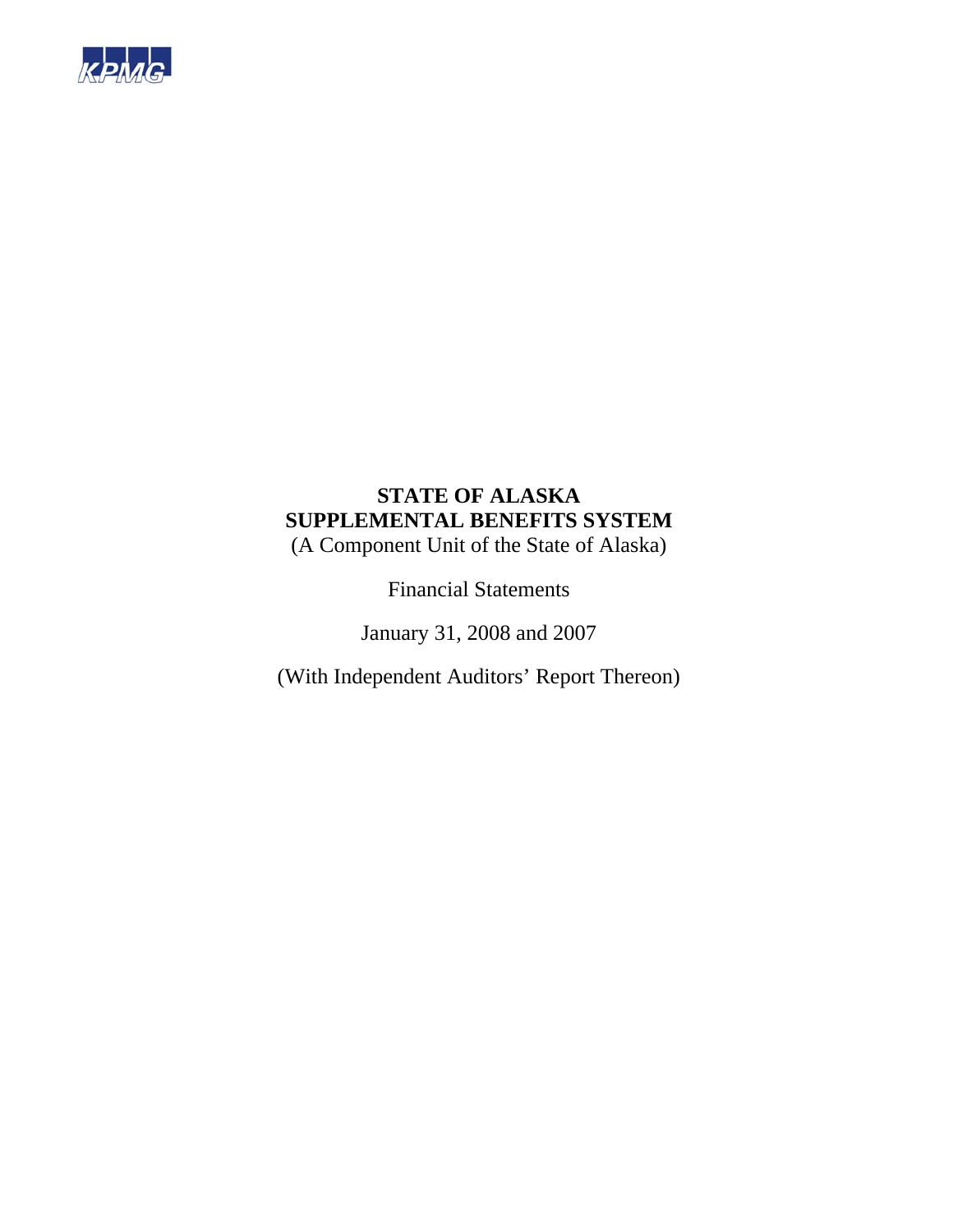KPMG

**STATE OF ALASKA**
**SUPPLEMENTAL BENEFITS SYSTEM**
(A Component Unit of the State of Alaska)

Financial Statements

January 31, 2008 and 2007

(With Independent Auditors' Report Thereon)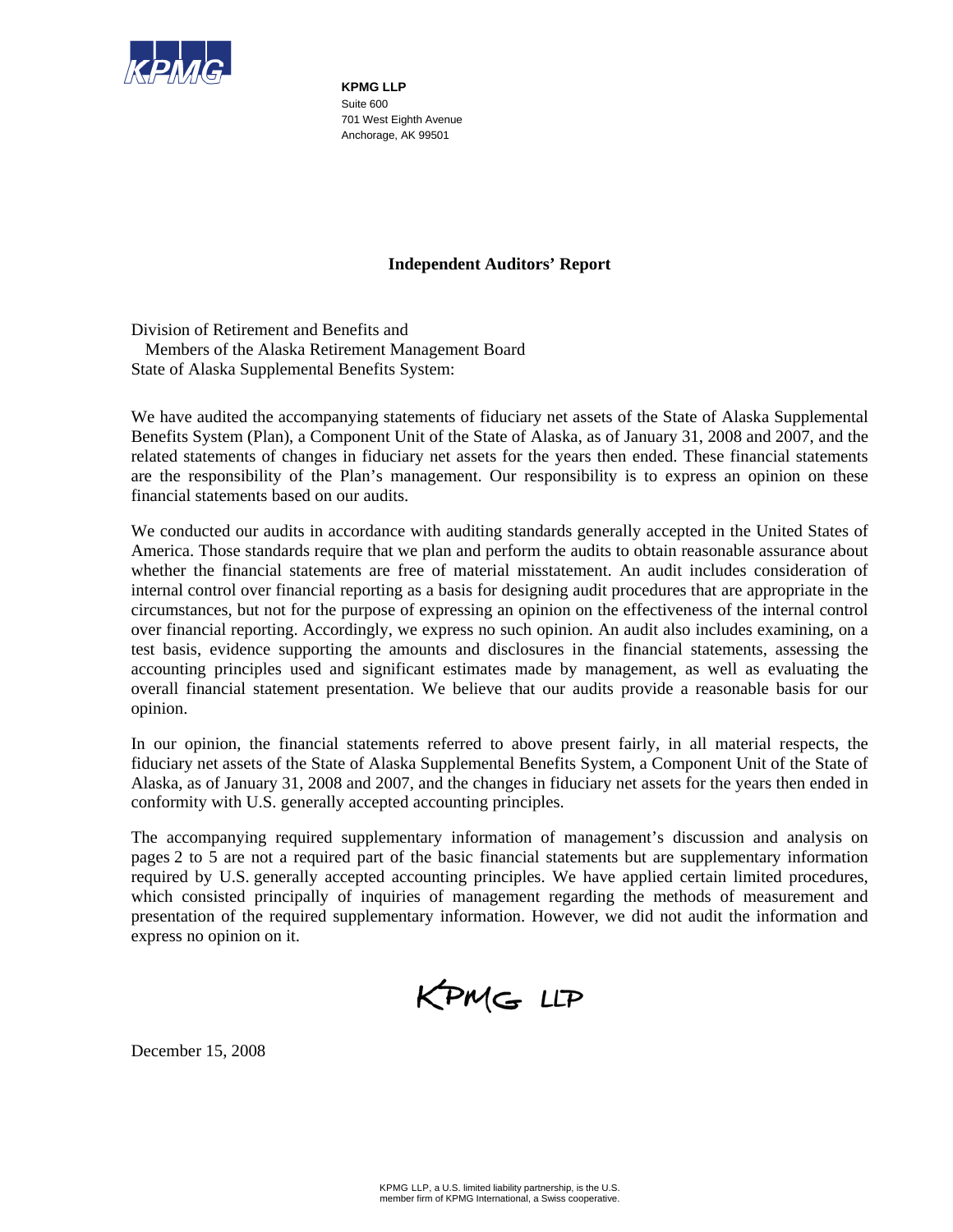**KPMG LLP**
Suite 600
701 West Eighth Avenue
Anchorage, AK 99501

## Independent Auditors' Report

Division of Retirement and Benefits and
Members of the Alaska Retirement Management Board
State of Alaska Supplemental Benefits System:

We have audited the accompanying statements of fiduciary net assets of the State of Alaska Supplemental Benefits System (Plan), a Component Unit of the State of Alaska, as of January 31, 2008 and 2007, and the related statements of changes in fiduciary net assets for the years then ended. These financial statements are the responsibility of the Plan's management. Our responsibility is to express an opinion on these financial statements based on our audits.

We conducted our audits in accordance with auditing standards generally accepted in the United States of America. Those standards require that we plan and perform the audits to obtain reasonable assurance about whether the financial statements are free of material misstatement. An audit includes consideration of internal control over financial reporting as a basis for designing audit procedures that are appropriate in the circumstances, but not for the purpose of expressing an opinion on the effectiveness of the internal control over financial reporting. Accordingly, we express no such opinion. An audit also includes examining, on a test basis, evidence supporting the amounts and disclosures in the financial statements, assessing the accounting principles used and significant estimates made by management, as well as evaluating the overall financial statement presentation. We believe that our audits provide a reasonable basis for our opinion.

In our opinion, the financial statements referred to above present fairly, in all material respects, the fiduciary net assets of the State of Alaska Supplemental Benefits System, a Component Unit of the State of Alaska, as of January 31, 2008 and 2007, and the changes in fiduciary net assets for the years then ended in conformity with U.S. generally accepted accounting principles.

The accompanying required supplementary information of management's discussion and analysis on pages 2 to 5 are not a required part of the basic financial statements but are supplementary information required by U.S. generally accepted accounting principles. We have applied certain limited procedures, which consisted principally of inquiries of management regarding the methods of measurement and presentation of the required supplementary information. However, we did not audit the information and express no opinion on it.

KPMG LLP

December 15, 2008

KPMG LLP, a U.S. limited liability partnership, is the U.S. member firm of KPMG International, a Swiss cooperative.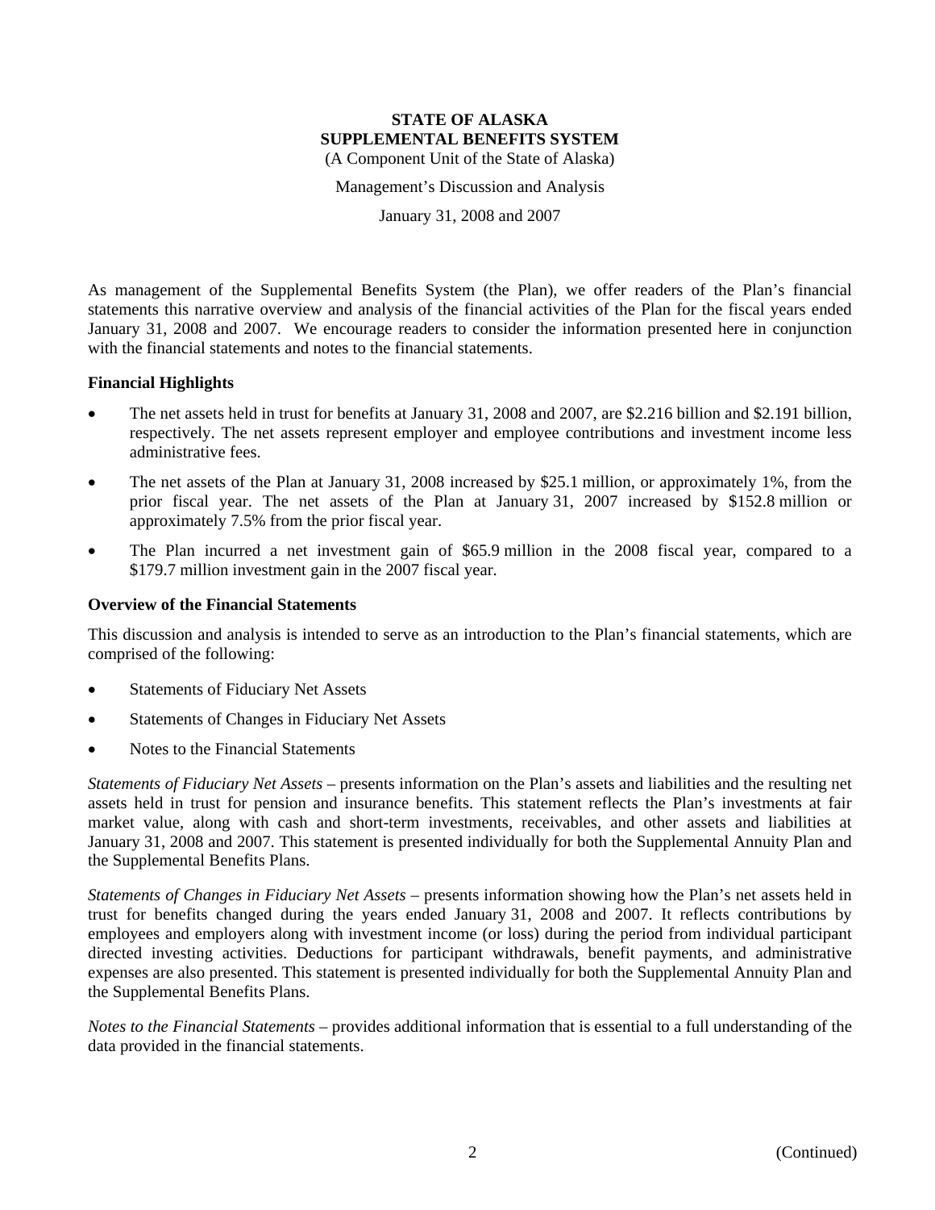**STATE OF ALASKA**
**SUPPLEMENTAL BENEFITS SYSTEM**
(A Component Unit of the State of Alaska)

Management's Discussion and Analysis

January 31, 2008 and 2007

As management of the Supplemental Benefits System (the Plan), we offer readers of the Plan's financial statements this narrative overview and analysis of the financial activities of the Plan for the fiscal years ended January 31, 2008 and 2007. We encourage readers to consider the information presented here in conjunction with the financial statements and notes to the financial statements.

### Financial Highlights

- The net assets held in trust for benefits at January 31, 2008 and 2007, are $2.216 billion and $2.191 billion, respectively. The net assets represent employer and employee contributions and investment income less administrative fees.
- The net assets of the Plan at January 31, 2008 increased by $25.1 million, or approximately 1%, from the prior fiscal year. The net assets of the Plan at January 31, 2007 increased by $152.8 million or approximately 7.5% from the prior fiscal year.
- The Plan incurred a net investment gain of $65.9 million in the 2008 fiscal year, compared to a $179.7 million investment gain in the 2007 fiscal year.

### Overview of the Financial Statements

This discussion and analysis is intended to serve as an introduction to the Plan's financial statements, which are comprised of the following:

- Statements of Fiduciary Net Assets
- Statements of Changes in Fiduciary Net Assets
- Notes to the Financial Statements

*Statements of Fiduciary Net Assets* – presents information on the Plan's assets and liabilities and the resulting net assets held in trust for pension and insurance benefits. This statement reflects the Plan's investments at fair market value, along with cash and short-term investments, receivables, and other assets and liabilities at January 31, 2008 and 2007. This statement is presented individually for both the Supplemental Annuity Plan and the Supplemental Benefits Plans.

*Statements of Changes in Fiduciary Net Assets* – presents information showing how the Plan's net assets held in trust for benefits changed during the years ended January 31, 2008 and 2007. It reflects contributions by employees and employers along with investment income (or loss) during the period from individual participant directed investing activities. Deductions for participant withdrawals, benefit payments, and administrative expenses are also presented. This statement is presented individually for both the Supplemental Annuity Plan and the Supplemental Benefits Plans.

*Notes to the Financial Statements* – provides additional information that is essential to a full understanding of the data provided in the financial statements.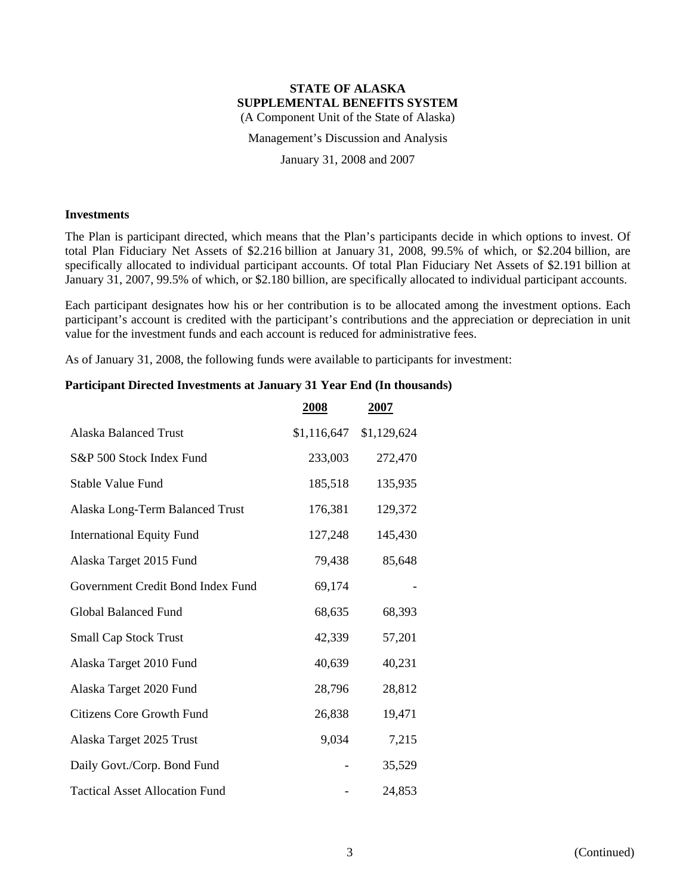**STATE OF ALASKA**
**SUPPLEMENTAL BENEFITS SYSTEM**
(A Component Unit of the State of Alaska)

Management's Discussion and Analysis

January 31, 2008 and 2007

### Investments

The Plan is participant directed, which means that the Plan's participants decide in which options to invest. Of total Plan Fiduciary Net Assets of $2.216 billion at January 31, 2008, 99.5% of which, or $2.204 billion, are specifically allocated to individual participant accounts. Of total Plan Fiduciary Net Assets of $2.191 billion at January 31, 2007, 99.5% of which, or $2.180 billion, are specifically allocated to individual participant accounts.

Each participant designates how his or her contribution is to be allocated among the investment options. Each participant's account is credited with the participant's contributions and the appreciation or depreciation in unit value for the investment funds and each account is reduced for administrative fees.

As of January 31, 2008, the following funds were available to participants for investment:

**Participant Directed Investments at January 31 Year End (In thousands)**

| | 2008 | 2007 |
|---|---|---|
| Alaska Balanced Trust | $1,116,647 | $1,129,624 |
| S&P 500 Stock Index Fund | 233,003 | 272,470 |
| Stable Value Fund | 185,518 | 135,935 |
| Alaska Long-Term Balanced Trust | 176,381 | 129,372 |
| International Equity Fund | 127,248 | 145,430 |
| Alaska Target 2015 Fund | 79,438 | 85,648 |
| Government Credit Bond Index Fund | 69,174 | - |
| Global Balanced Fund | 68,635 | 68,393 |
| Small Cap Stock Trust | 42,339 | 57,201 |
| Alaska Target 2010 Fund | 40,639 | 40,231 |
| Alaska Target 2020 Fund | 28,796 | 28,812 |
| Citizens Core Growth Fund | 26,838 | 19,471 |
| Alaska Target 2025 Trust | 9,034 | 7,215 |
| Daily Govt./Corp. Bond Fund | - | 35,529 |
| Tactical Asset Allocation Fund | - | 24,853 |

(Continued)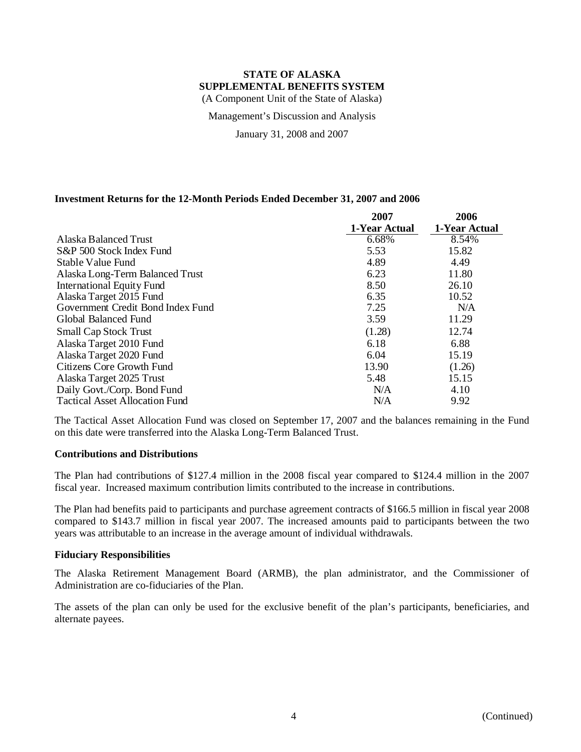**STATE OF ALASKA**
**SUPPLEMENTAL BENEFITS SYSTEM**
(A Component Unit of the State of Alaska)

Management's Discussion and Analysis

January 31, 2008 and 2007

### Investment Returns for the 12-Month Periods Ended December 31, 2007 and 2006

| | 2007<br>1-Year Actual | 2006<br>1-Year Actual |
|---|---|---|
| Alaska Balanced Trust | 6.68% | 8.54% |
| S&P 500 Stock Index Fund | 5.53 | 15.82 |
| Stable Value Fund | 4.89 | 4.49 |
| Alaska Long-Term Balanced Trust | 6.23 | 11.80 |
| International Equity Fund | 8.50 | 26.10 |
| Alaska Target 2015 Fund | 6.35 | 10.52 |
| Government Credit Bond Index Fund | 7.25 | N/A |
| Global Balanced Fund | 3.59 | 11.29 |
| Small Cap Stock Trust | (1.28) | 12.74 |
| Alaska Target 2010 Fund | 6.18 | 6.88 |
| Alaska Target 2020 Fund | 6.04 | 15.19 |
| Citizens Core Growth Fund | 13.90 | (1.26) |
| Alaska Target 2025 Trust | 5.48 | 15.15 |
| Daily Govt./Corp. Bond Fund | N/A | 4.10 |
| Tactical Asset Allocation Fund | N/A | 9.92 |

The Tactical Asset Allocation Fund was closed on September 17, 2007 and the balances remaining in the Fund on this date were transferred into the Alaska Long-Term Balanced Trust.

### Contributions and Distributions

The Plan had contributions of $127.4 million in the 2008 fiscal year compared to $124.4 million in the 2007 fiscal year. Increased maximum contribution limits contributed to the increase in contributions.

The Plan had benefits paid to participants and purchase agreement contracts of $166.5 million in fiscal year 2008 compared to $143.7 million in fiscal year 2007. The increased amounts paid to participants between the two years was attributable to an increase in the average amount of individual withdrawals.

### Fiduciary Responsibilities

The Alaska Retirement Management Board (ARMB), the plan administrator, and the Commissioner of Administration are co-fiduciaries of the Plan.

The assets of the plan can only be used for the exclusive benefit of the plan's participants, beneficiaries, and alternate payees.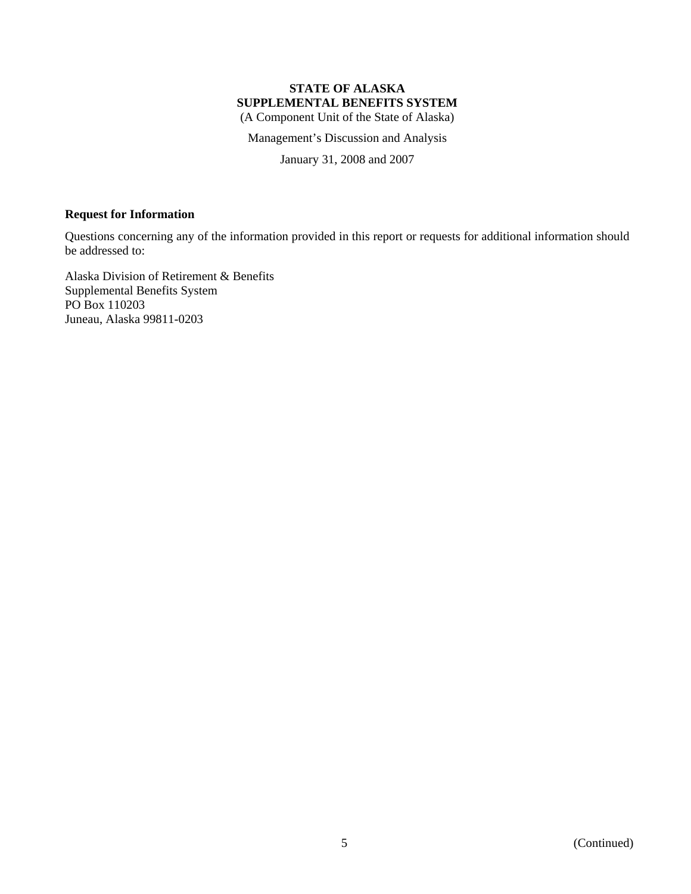**STATE OF ALASKA**
**SUPPLEMENTAL BENEFITS SYSTEM**
(A Component Unit of the State of Alaska)

Management's Discussion and Analysis

January 31, 2008 and 2007

### Request for Information

Questions concerning any of the information provided in this report or requests for additional information should be addressed to:

Alaska Division of Retirement & Benefits
Supplemental Benefits System
PO Box 110203
Juneau, Alaska 99811-0203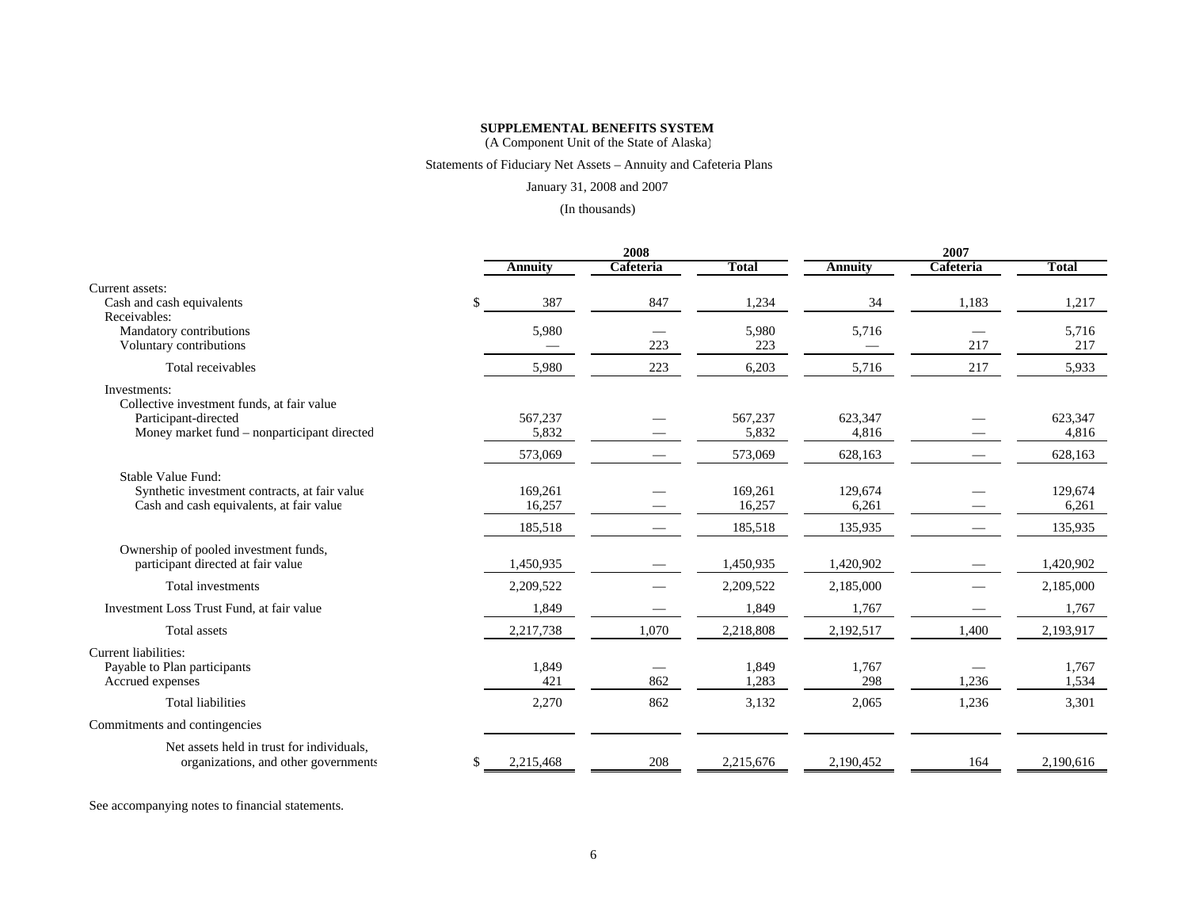**SUPPLEMENTAL BENEFITS SYSTEM**

(A Component Unit of the State of Alaska)

Statements of Fiduciary Net Assets – Annuity and Cafeteria Plans

January 31, 2008 and 2007

(In thousands)

| | 2008 | | | 2007 | | |
|---|---|---|---|---|---|---|
| | **Annuity** | **Cafeteria** | **Total** | **Annuity** | **Cafeteria** | **Total** |
| Current assets: | | | | | | |
| Cash and cash equivalents | $ 387 | 847 | 1,234 | 34 | 1,183 | 1,217 |
| Receivables: | | | | | | |
| Mandatory contributions | 5,980 | — | 5,980 | 5,716 | — | 5,716 |
| Voluntary contributions | — | 223 | 223 | — | 217 | 217 |
| Total receivables | 5,980 | 223 | 6,203 | 5,716 | 217 | 5,933 |
| Investments: | | | | | | |
| Collective investment funds, at fair value | | | | | | |
| Participant-directed | 567,237 | — | 567,237 | 623,347 | — | 623,347 |
| Money market fund – nonparticipant directed | 5,832 | — | 5,832 | 4,816 | — | 4,816 |
| | 573,069 | — | 573,069 | 628,163 | — | 628,163 |
| Stable Value Fund: | | | | | | |
| Synthetic investment contracts, at fair value | 169,261 | — | 169,261 | 129,674 | — | 129,674 |
| Cash and cash equivalents, at fair value | 16,257 | — | 16,257 | 6,261 | — | 6,261 |
| | 185,518 | — | 185,518 | 135,935 | — | 135,935 |
| Ownership of pooled investment funds, participant directed at fair value | 1,450,935 | — | 1,450,935 | 1,420,902 | — | 1,420,902 |
| Total investments | 2,209,522 | — | 2,209,522 | 2,185,000 | — | 2,185,000 |
| Investment Loss Trust Fund, at fair value | 1,849 | — | 1,849 | 1,767 | — | 1,767 |
| Total assets | 2,217,738 | 1,070 | 2,218,808 | 2,192,517 | 1,400 | 2,193,917 |
| Current liabilities: | | | | | | |
| Payable to Plan participants | 1,849 | — | 1,849 | 1,767 | — | 1,767 |
| Accrued expenses | 421 | 862 | 1,283 | 298 | 1,236 | 1,534 |
| Total liabilities | 2,270 | 862 | 3,132 | 2,065 | 1,236 | 3,301 |
| Commitments and contingencies | | | | | | |
| Net assets held in trust for individuals, organizations, and other governments | $ 2,215,468 | 208 | 2,215,676 | 2,190,452 | 164 | 2,190,616 |

See accompanying notes to financial statements.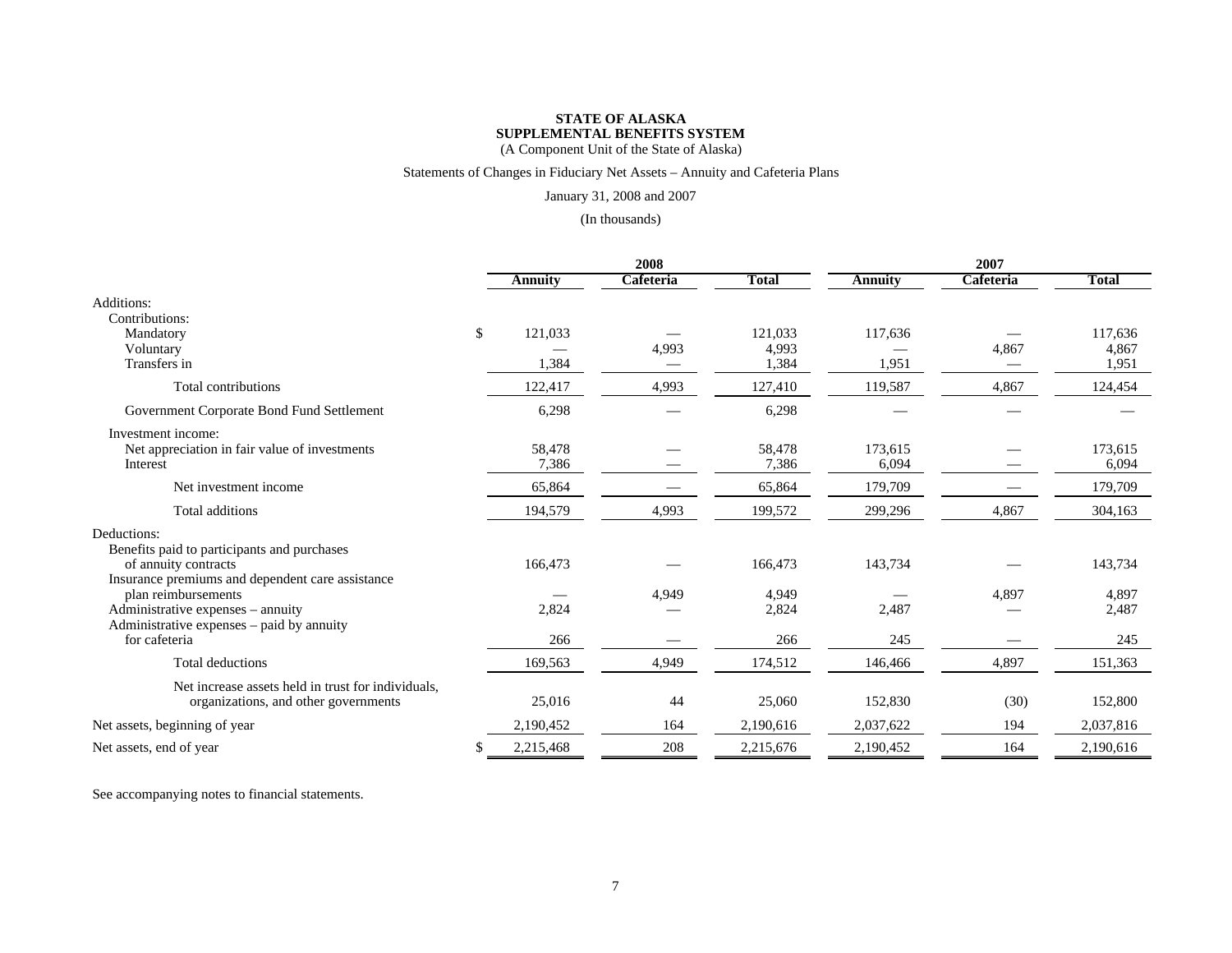**STATE OF ALASKA**
**SUPPLEMENTAL BENEFITS SYSTEM**
(A Component Unit of the State of Alaska)

Statements of Changes in Fiduciary Net Assets – Annuity and Cafeteria Plans

January 31, 2008 and 2007

(In thousands)

| | 2008 | | | 2007 | | |
|---|---|---|---|---|---|---|
| | **Annuity** | **Cafeteria** | **Total** | **Annuity** | **Cafeteria** | **Total** |
| Additions: | | | | | | |
| Contributions: | | | | | | |
| Mandatory | $ 121,033 | — | 121,033 | 117,636 | — | 117,636 |
| Voluntary | — | 4,993 | 4,993 | — | 4,867 | 4,867 |
| Transfers in | 1,384 | — | 1,384 | 1,951 | — | 1,951 |
| Total contributions | 122,417 | 4,993 | 127,410 | 119,587 | 4,867 | 124,454 |
| Government Corporate Bond Fund Settlement | 6,298 | — | 6,298 | — | — | — |
| Investment income: | | | | | | |
| Net appreciation in fair value of investments | 58,478 | — | 58,478 | 173,615 | — | 173,615 |
| Interest | 7,386 | — | 7,386 | 6,094 | — | 6,094 |
| Net investment income | 65,864 | — | 65,864 | 179,709 | — | 179,709 |
| Total additions | 194,579 | 4,993 | 199,572 | 299,296 | 4,867 | 304,163 |
| Deductions: | | | | | | |
| Benefits paid to participants and purchases of annuity contracts | 166,473 | — | 166,473 | 143,734 | — | 143,734 |
| Insurance premiums and dependent care assistance plan reimbursements | — | 4,949 | 4,949 | — | 4,897 | 4,897 |
| Administrative expenses – annuity | 2,824 | — | 2,824 | 2,487 | — | 2,487 |
| Administrative expenses – paid by annuity for cafeteria | 266 | — | 266 | 245 | — | 245 |
| Total deductions | 169,563 | 4,949 | 174,512 | 146,466 | 4,897 | 151,363 |
| Net increase assets held in trust for individuals, organizations, and other governments | 25,016 | 44 | 25,060 | 152,830 | (30) | 152,800 |
| Net assets, beginning of year | 2,190,452 | 164 | 2,190,616 | 2,037,622 | 194 | 2,037,816 |
| Net assets, end of year | $ 2,215,468 | 208 | 2,215,676 | 2,190,452 | 164 | 2,190,616 |

See accompanying notes to financial statements.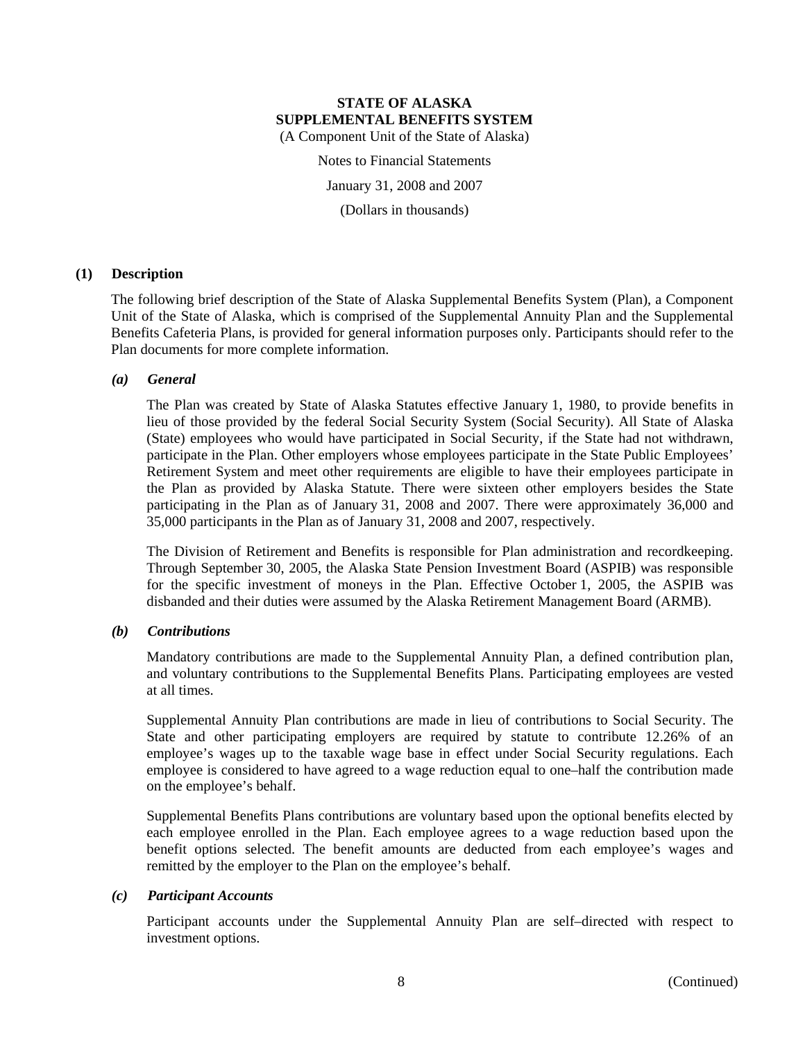# STATE OF ALASKA
# SUPPLEMENTAL BENEFITS SYSTEM

(A Component Unit of the State of Alaska)

Notes to Financial Statements

January 31, 2008 and 2007

(Dollars in thousands)

## (1) Description

The following brief description of the State of Alaska Supplemental Benefits System (Plan), a Component Unit of the State of Alaska, which is comprised of the Supplemental Annuity Plan and the Supplemental Benefits Cafeteria Plans, is provided for general information purposes only. Participants should refer to the Plan documents for more complete information.

### *(a) General*

The Plan was created by State of Alaska Statutes effective January 1, 1980, to provide benefits in lieu of those provided by the federal Social Security System (Social Security). All State of Alaska (State) employees who would have participated in Social Security, if the State had not withdrawn, participate in the Plan. Other employers whose employees participate in the State Public Employees' Retirement System and meet other requirements are eligible to have their employees participate in the Plan as provided by Alaska Statute. There were sixteen other employers besides the State participating in the Plan as of January 31, 2008 and 2007. There were approximately 36,000 and 35,000 participants in the Plan as of January 31, 2008 and 2007, respectively.

The Division of Retirement and Benefits is responsible for Plan administration and recordkeeping. Through September 30, 2005, the Alaska State Pension Investment Board (ASPIB) was responsible for the specific investment of moneys in the Plan. Effective October 1, 2005, the ASPIB was disbanded and their duties were assumed by the Alaska Retirement Management Board (ARMB).

### *(b) Contributions*

Mandatory contributions are made to the Supplemental Annuity Plan, a defined contribution plan, and voluntary contributions to the Supplemental Benefits Plans. Participating employees are vested at all times.

Supplemental Annuity Plan contributions are made in lieu of contributions to Social Security. The State and other participating employers are required by statute to contribute 12.26% of an employee's wages up to the taxable wage base in effect under Social Security regulations. Each employee is considered to have agreed to a wage reduction equal to one–half the contribution made on the employee's behalf.

Supplemental Benefits Plans contributions are voluntary based upon the optional benefits elected by each employee enrolled in the Plan. Each employee agrees to a wage reduction based upon the benefit options selected. The benefit amounts are deducted from each employee's wages and remitted by the employer to the Plan on the employee's behalf.

### *(c) Participant Accounts*

Participant accounts under the Supplemental Annuity Plan are self–directed with respect to investment options.

(Continued)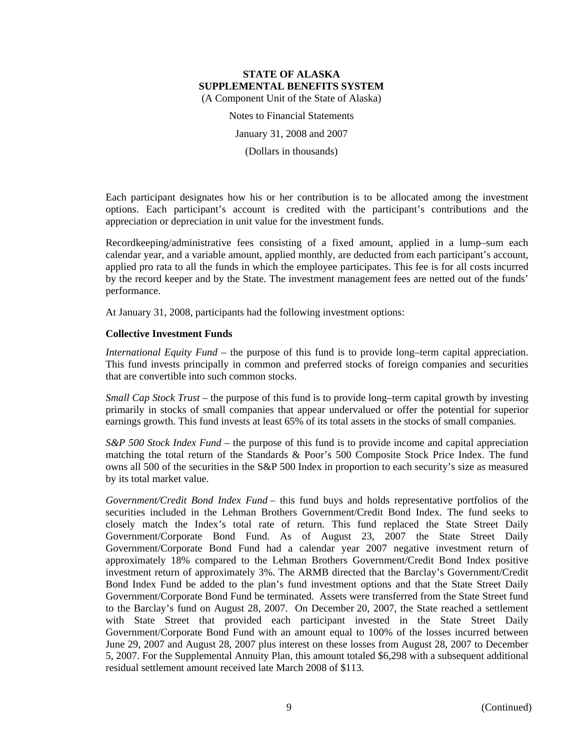Each participant designates how his or her contribution is to be allocated among the investment options. Each participant's account is credited with the participant's contributions and the appreciation or depreciation in unit value for the investment funds.

Recordkeeping/administrative fees consisting of a fixed amount, applied in a lump–sum each calendar year, and a variable amount, applied monthly, are deducted from each participant's account, applied pro rata to all the funds in which the employee participates. This fee is for all costs incurred by the record keeper and by the State. The investment management fees are netted out of the funds' performance.

At January 31, 2008, participants had the following investment options:

**Collective Investment Funds**

*International Equity Fund* – the purpose of this fund is to provide long–term capital appreciation. This fund invests principally in common and preferred stocks of foreign companies and securities that are convertible into such common stocks.

*Small Cap Stock Trust* – the purpose of this fund is to provide long–term capital growth by investing primarily in stocks of small companies that appear undervalued or offer the potential for superior earnings growth. This fund invests at least 65% of its total assets in the stocks of small companies.

*S&P 500 Stock Index Fund* – the purpose of this fund is to provide income and capital appreciation matching the total return of the Standards & Poor's 500 Composite Stock Price Index. The fund owns all 500 of the securities in the S&P 500 Index in proportion to each security's size as measured by its total market value.

*Government/Credit Bond Index Fund* – this fund buys and holds representative portfolios of the securities included in the Lehman Brothers Government/Credit Bond Index. The fund seeks to closely match the Index's total rate of return. This fund replaced the State Street Daily Government/Corporate Bond Fund. As of August 23, 2007 the State Street Daily Government/Corporate Bond Fund had a calendar year 2007 negative investment return of approximately 18% compared to the Lehman Brothers Government/Credit Bond Index positive investment return of approximately 3%. The ARMB directed that the Barclay's Government/Credit Bond Index Fund be added to the plan's fund investment options and that the State Street Daily Government/Corporate Bond Fund be terminated. Assets were transferred from the State Street fund to the Barclay's fund on August 28, 2007. On December 20, 2007, the State reached a settlement with State Street that provided each participant invested in the State Street Daily Government/Corporate Bond Fund with an amount equal to 100% of the losses incurred between June 29, 2007 and August 28, 2007 plus interest on these losses from August 28, 2007 to December 5, 2007. For the Supplemental Annuity Plan, this amount totaled $6,298 with a subsequent additional residual settlement amount received late March 2008 of $113.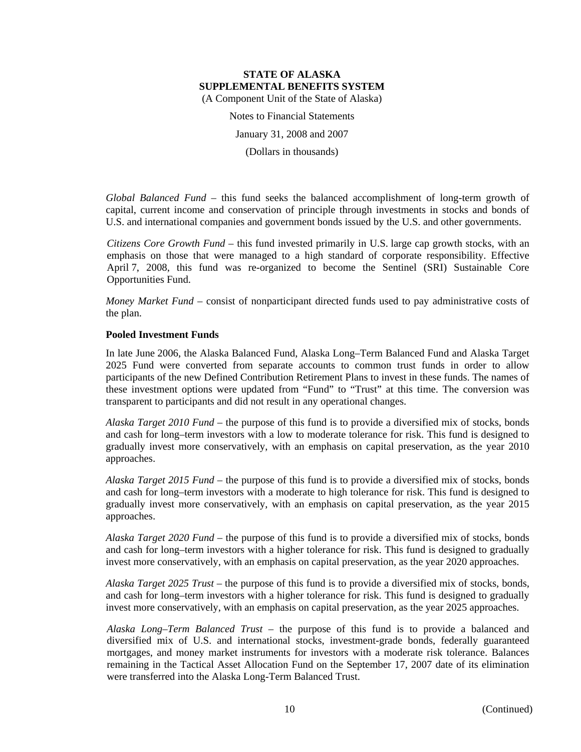*Global Balanced Fund* – this fund seeks the balanced accomplishment of long-term growth of capital, current income and conservation of principle through investments in stocks and bonds of U.S. and international companies and government bonds issued by the U.S. and other governments.

*Citizens Core Growth Fund* – this fund invested primarily in U.S. large cap growth stocks, with an emphasis on those that were managed to a high standard of corporate responsibility. Effective April 7, 2008, this fund was re-organized to become the Sentinel (SRI) Sustainable Core Opportunities Fund.

*Money Market Fund* – consist of nonparticipant directed funds used to pay administrative costs of the plan.

**Pooled Investment Funds**

In late June 2006, the Alaska Balanced Fund, Alaska Long–Term Balanced Fund and Alaska Target 2025 Fund were converted from separate accounts to common trust funds in order to allow participants of the new Defined Contribution Retirement Plans to invest in these funds. The names of these investment options were updated from "Fund" to "Trust" at this time. The conversion was transparent to participants and did not result in any operational changes.

*Alaska Target 2010 Fund* – the purpose of this fund is to provide a diversified mix of stocks, bonds and cash for long–term investors with a low to moderate tolerance for risk. This fund is designed to gradually invest more conservatively, with an emphasis on capital preservation, as the year 2010 approaches.

*Alaska Target 2015 Fund* – the purpose of this fund is to provide a diversified mix of stocks, bonds and cash for long–term investors with a moderate to high tolerance for risk. This fund is designed to gradually invest more conservatively, with an emphasis on capital preservation, as the year 2015 approaches.

*Alaska Target 2020 Fund* – the purpose of this fund is to provide a diversified mix of stocks, bonds and cash for long–term investors with a higher tolerance for risk. This fund is designed to gradually invest more conservatively, with an emphasis on capital preservation, as the year 2020 approaches.

*Alaska Target 2025 Trust* – the purpose of this fund is to provide a diversified mix of stocks, bonds, and cash for long–term investors with a higher tolerance for risk. This fund is designed to gradually invest more conservatively, with an emphasis on capital preservation, as the year 2025 approaches.

*Alaska Long–Term Balanced Trust* – the purpose of this fund is to provide a balanced and diversified mix of U.S. and international stocks, investment-grade bonds, federally guaranteed mortgages, and money market instruments for investors with a moderate risk tolerance. Balances remaining in the Tactical Asset Allocation Fund on the September 17, 2007 date of its elimination were transferred into the Alaska Long-Term Balanced Trust.

(Continued)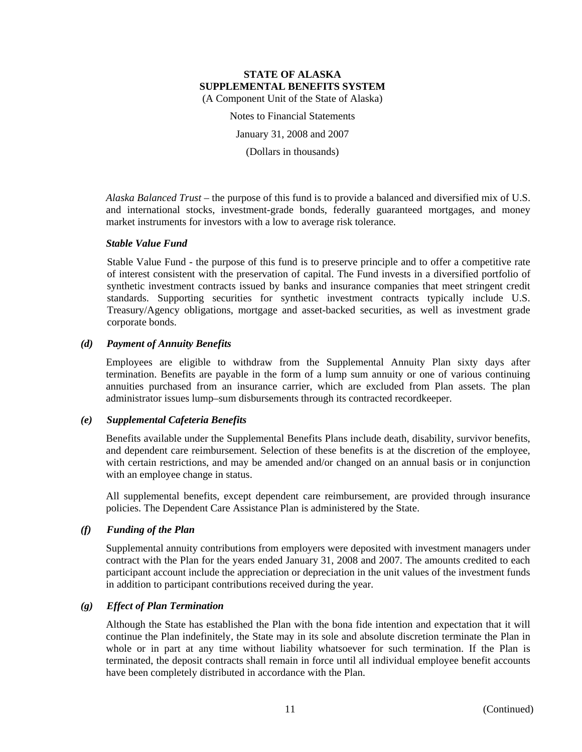*Alaska Balanced Trust* – the purpose of this fund is to provide a balanced and diversified mix of U.S. and international stocks, investment-grade bonds, federally guaranteed mortgages, and money market instruments for investors with a low to average risk tolerance.

***Stable Value Fund***

Stable Value Fund - the purpose of this fund is to preserve principle and to offer a competitive rate of interest consistent with the preservation of capital. The Fund invests in a diversified portfolio of synthetic investment contracts issued by banks and insurance companies that meet stringent credit standards. Supporting securities for synthetic investment contracts typically include U.S. Treasury/Agency obligations, mortgage and asset-backed securities, as well as investment grade corporate bonds.

***(d) Payment of Annuity Benefits***

Employees are eligible to withdraw from the Supplemental Annuity Plan sixty days after termination. Benefits are payable in the form of a lump sum annuity or one of various continuing annuities purchased from an insurance carrier, which are excluded from Plan assets. The plan administrator issues lump–sum disbursements through its contracted recordkeeper.

***(e) Supplemental Cafeteria Benefits***

Benefits available under the Supplemental Benefits Plans include death, disability, survivor benefits, and dependent care reimbursement. Selection of these benefits is at the discretion of the employee, with certain restrictions, and may be amended and/or changed on an annual basis or in conjunction with an employee change in status.

All supplemental benefits, except dependent care reimbursement, are provided through insurance policies. The Dependent Care Assistance Plan is administered by the State.

***(f) Funding of the Plan***

Supplemental annuity contributions from employers were deposited with investment managers under contract with the Plan for the years ended January 31, 2008 and 2007. The amounts credited to each participant account include the appreciation or depreciation in the unit values of the investment funds in addition to participant contributions received during the year.

***(g) Effect of Plan Termination***

Although the State has established the Plan with the bona fide intention and expectation that it will continue the Plan indefinitely, the State may in its sole and absolute discretion terminate the Plan in whole or in part at any time without liability whatsoever for such termination. If the Plan is terminated, the deposit contracts shall remain in force until all individual employee benefit accounts have been completely distributed in accordance with the Plan.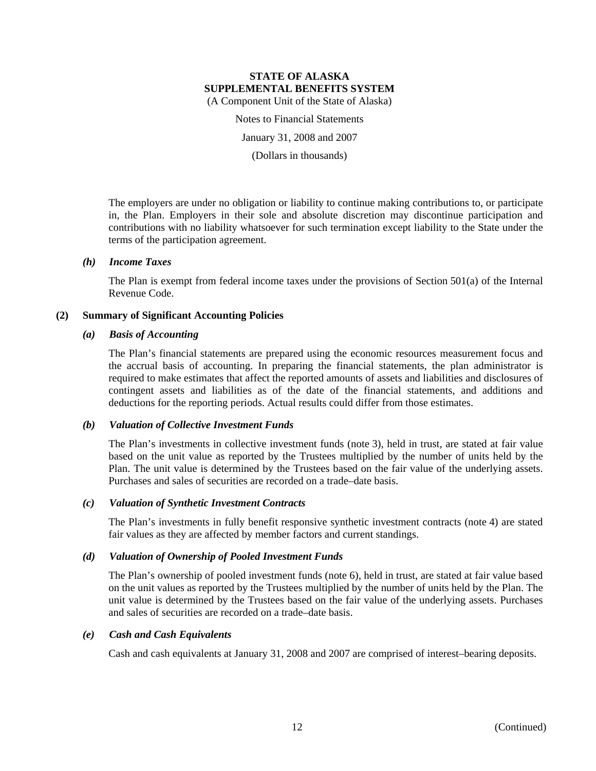The employers are under no obligation or liability to continue making contributions to, or participate in, the Plan. Employers in their sole and absolute discretion may discontinue participation and contributions with no liability whatsoever for such termination except liability to the State under the terms of the participation agreement.

### *(h) Income Taxes*

The Plan is exempt from federal income taxes under the provisions of Section 501(a) of the Internal Revenue Code.

## (2) Summary of Significant Accounting Policies

### *(a) Basis of Accounting*

The Plan's financial statements are prepared using the economic resources measurement focus and the accrual basis of accounting. In preparing the financial statements, the plan administrator is required to make estimates that affect the reported amounts of assets and liabilities and disclosures of contingent assets and liabilities as of the date of the financial statements, and additions and deductions for the reporting periods. Actual results could differ from those estimates.

### *(b) Valuation of Collective Investment Funds*

The Plan's investments in collective investment funds (note 3), held in trust, are stated at fair value based on the unit value as reported by the Trustees multiplied by the number of units held by the Plan. The unit value is determined by the Trustees based on the fair value of the underlying assets. Purchases and sales of securities are recorded on a trade–date basis.

### *(c) Valuation of Synthetic Investment Contracts*

The Plan's investments in fully benefit responsive synthetic investment contracts (note 4) are stated fair values as they are affected by member factors and current standings.

### *(d) Valuation of Ownership of Pooled Investment Funds*

The Plan's ownership of pooled investment funds (note 6), held in trust, are stated at fair value based on the unit values as reported by the Trustees multiplied by the number of units held by the Plan. The unit value is determined by the Trustees based on the fair value of the underlying assets. Purchases and sales of securities are recorded on a trade–date basis.

### *(e) Cash and Cash Equivalents*

Cash and cash equivalents at January 31, 2008 and 2007 are comprised of interest–bearing deposits.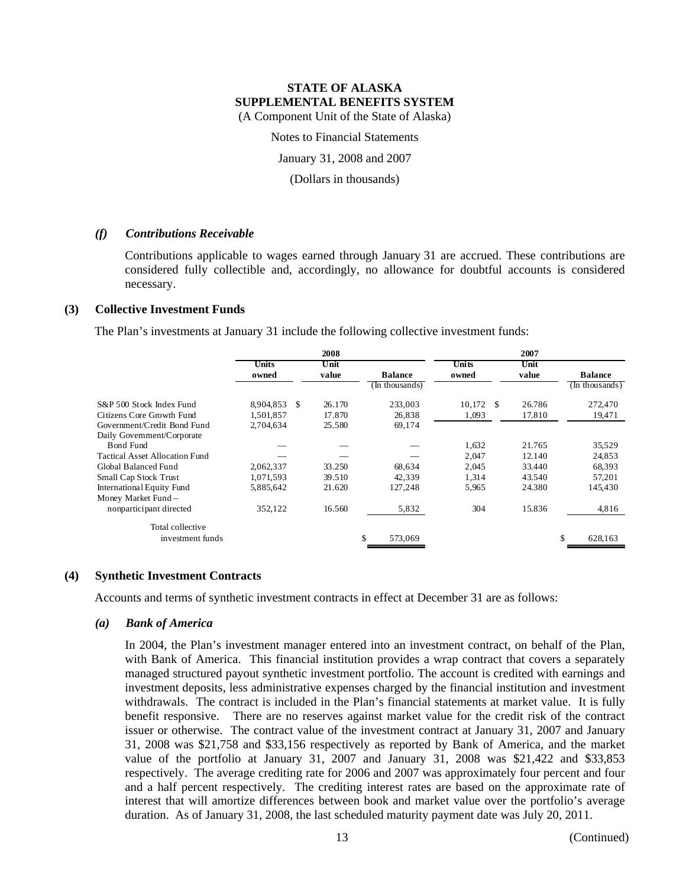**STATE OF ALASKA**
**SUPPLEMENTAL BENEFITS SYSTEM**
(A Component Unit of the State of Alaska)

Notes to Financial Statements

January 31, 2008 and 2007

(Dollars in thousands)

### *(f) Contributions Receivable*

Contributions applicable to wages earned through January 31 are accrued. These contributions are considered fully collectible and, accordingly, no allowance for doubtful accounts is considered necessary.

## (3) Collective Investment Funds

The Plan's investments at January 31 include the following collective investment funds:

| | 2008 | | | 2007 | | |
|---|---|---|---|---|---|---|
| | Units owned | Unit value | Balance (In thousands) | Units owned | Unit value | Balance (In thousands) |
| S&P 500 Stock Index Fund | 8,904,853 | $ 26.170 | 233,003 | 10,172 | $ 26.786 | 272,470 |
| Citizens Core Growth Fund | 1,501,857 | 17.870 | 26,838 | 1,093 | 17.810 | 19,471 |
| Government/Credit Bond Fund | 2,704,634 | 25.580 | 69,174 | | | |
| Daily Government/Corporate Bond Fund | — | — | — | 1,632 | 21.765 | 35,529 |
| Tactical Asset Allocation Fund | — | — | — | 2,047 | 12.140 | 24,853 |
| Global Balanced Fund | 2,062,337 | 33.250 | 68,634 | 2,045 | 33.440 | 68,393 |
| Small Cap Stock Trust | 1,071,593 | 39.510 | 42,339 | 1,314 | 43.540 | 57,201 |
| International Equity Fund | 5,885,642 | 21.620 | 127,248 | 5,965 | 24.380 | 145,430 |
| Money Market Fund – nonparticipant directed | 352,122 | 16.560 | 5,832 | 304 | 15.836 | 4,816 |
| Total collective investment funds | | | $ 573,069 | | | $ 628,163 |

## (4) Synthetic Investment Contracts

Accounts and terms of synthetic investment contracts in effect at December 31 are as follows:

### *(a) Bank of America*

In 2004, the Plan's investment manager entered into an investment contract, on behalf of the Plan, with Bank of America. This financial institution provides a wrap contract that covers a separately managed structured payout synthetic investment portfolio. The account is credited with earnings and investment deposits, less administrative expenses charged by the financial institution and investment withdrawals. The contract is included in the Plan's financial statements at market value. It is fully benefit responsive. There are no reserves against market value for the credit risk of the contract issuer or otherwise. The contract value of the investment contract at January 31, 2007 and January 31, 2008 was $21,758 and $33,156 respectively as reported by Bank of America, and the market value of the portfolio at January 31, 2007 and January 31, 2008 was $21,422 and $33,853 respectively. The average crediting rate for 2006 and 2007 was approximately four percent and four and a half percent respectively. The crediting interest rates are based on the approximate rate of interest that will amortize differences between book and market value over the portfolio's average duration. As of January 31, 2008, the last scheduled maturity payment date was July 20, 2011.

(Continued)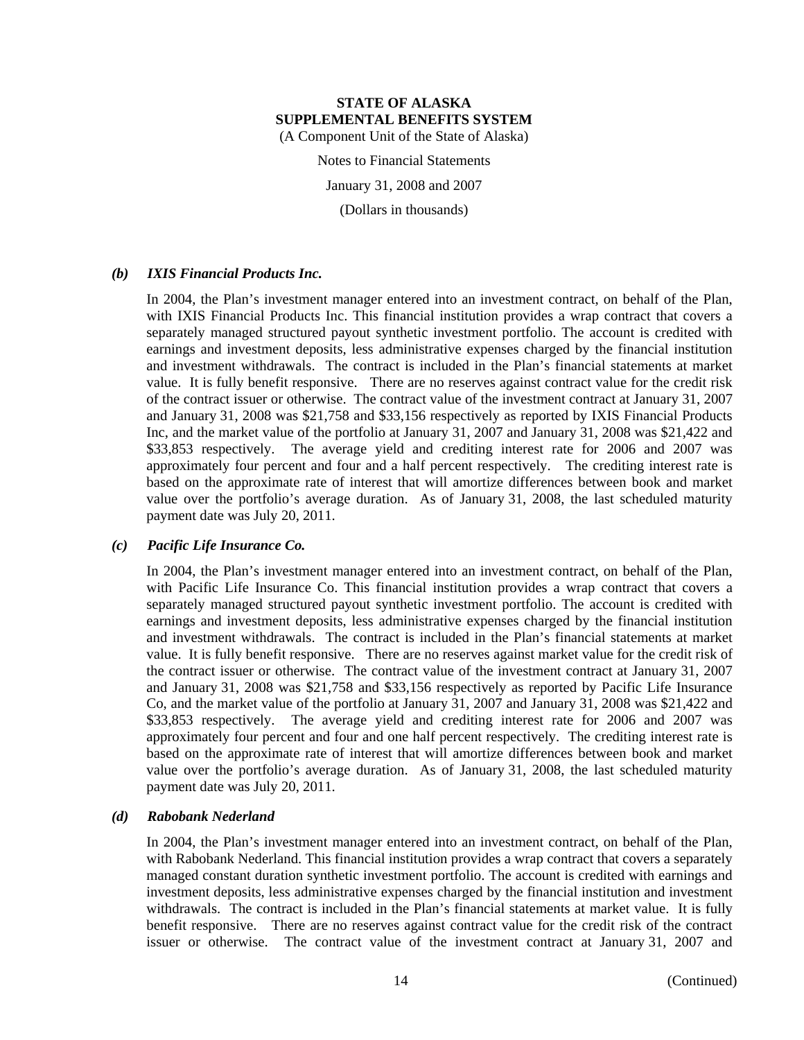### *(b) IXIS Financial Products Inc.*

In 2004, the Plan's investment manager entered into an investment contract, on behalf of the Plan, with IXIS Financial Products Inc. This financial institution provides a wrap contract that covers a separately managed structured payout synthetic investment portfolio. The account is credited with earnings and investment deposits, less administrative expenses charged by the financial institution and investment withdrawals. The contract is included in the Plan's financial statements at market value. It is fully benefit responsive. There are no reserves against contract value for the credit risk of the contract issuer or otherwise. The contract value of the investment contract at January 31, 2007 and January 31, 2008 was $21,758 and $33,156 respectively as reported by IXIS Financial Products Inc, and the market value of the portfolio at January 31, 2007 and January 31, 2008 was $21,422 and $33,853 respectively. The average yield and crediting interest rate for 2006 and 2007 was approximately four percent and four and a half percent respectively. The crediting interest rate is based on the approximate rate of interest that will amortize differences between book and market value over the portfolio's average duration. As of January 31, 2008, the last scheduled maturity payment date was July 20, 2011.

### *(c) Pacific Life Insurance Co.*

In 2004, the Plan's investment manager entered into an investment contract, on behalf of the Plan, with Pacific Life Insurance Co. This financial institution provides a wrap contract that covers a separately managed structured payout synthetic investment portfolio. The account is credited with earnings and investment deposits, less administrative expenses charged by the financial institution and investment withdrawals. The contract is included in the Plan's financial statements at market value. It is fully benefit responsive. There are no reserves against market value for the credit risk of the contract issuer or otherwise. The contract value of the investment contract at January 31, 2007 and January 31, 2008 was $21,758 and $33,156 respectively as reported by Pacific Life Insurance Co, and the market value of the portfolio at January 31, 2007 and January 31, 2008 was $21,422 and $33,853 respectively. The average yield and crediting interest rate for 2006 and 2007 was approximately four percent and four and one half percent respectively. The crediting interest rate is based on the approximate rate of interest that will amortize differences between book and market value over the portfolio's average duration. As of January 31, 2008, the last scheduled maturity payment date was July 20, 2011.

### *(d) Rabobank Nederland*

In 2004, the Plan's investment manager entered into an investment contract, on behalf of the Plan, with Rabobank Nederland. This financial institution provides a wrap contract that covers a separately managed constant duration synthetic investment portfolio. The account is credited with earnings and investment deposits, less administrative expenses charged by the financial institution and investment withdrawals. The contract is included in the Plan's financial statements at market value. It is fully benefit responsive. There are no reserves against contract value for the credit risk of the contract issuer or otherwise. The contract value of the investment contract at January 31, 2007 and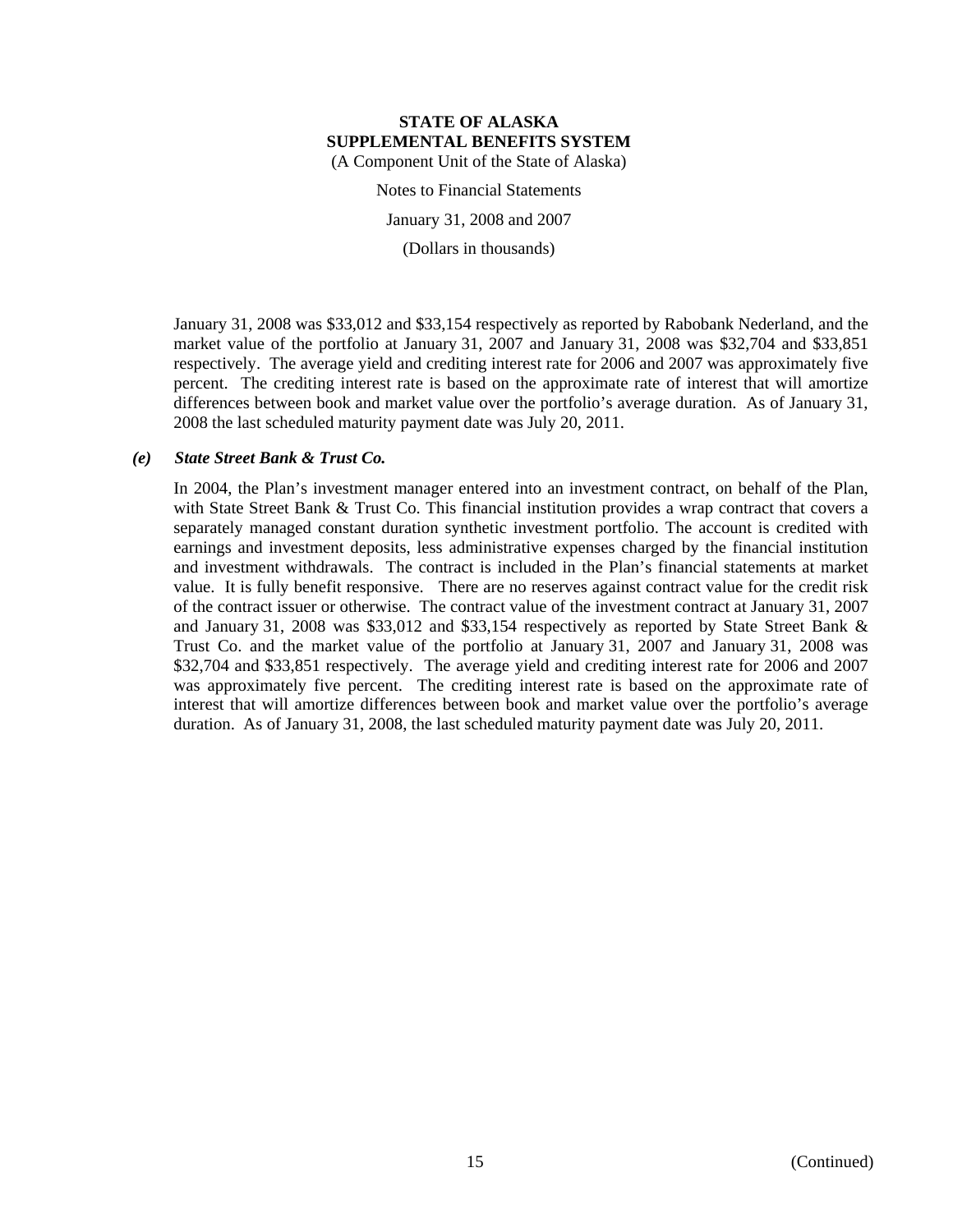January 31, 2008 was $33,012 and $33,154 respectively as reported by Rabobank Nederland, and the market value of the portfolio at January 31, 2007 and January 31, 2008 was $32,704 and $33,851 respectively. The average yield and crediting interest rate for 2006 and 2007 was approximately five percent. The crediting interest rate is based on the approximate rate of interest that will amortize differences between book and market value over the portfolio's average duration. As of January 31, 2008 the last scheduled maturity payment date was July 20, 2011.

### *(e) State Street Bank & Trust Co.*

In 2004, the Plan's investment manager entered into an investment contract, on behalf of the Plan, with State Street Bank & Trust Co. This financial institution provides a wrap contract that covers a separately managed constant duration synthetic investment portfolio. The account is credited with earnings and investment deposits, less administrative expenses charged by the financial institution and investment withdrawals. The contract is included in the Plan's financial statements at market value. It is fully benefit responsive. There are no reserves against contract value for the credit risk of the contract issuer or otherwise. The contract value of the investment contract at January 31, 2007 and January 31, 2008 was $33,012 and $33,154 respectively as reported by State Street Bank & Trust Co. and the market value of the portfolio at January 31, 2007 and January 31, 2008 was $32,704 and $33,851 respectively. The average yield and crediting interest rate for 2006 and 2007 was approximately five percent. The crediting interest rate is based on the approximate rate of interest that will amortize differences between book and market value over the portfolio's average duration. As of January 31, 2008, the last scheduled maturity payment date was July 20, 2011.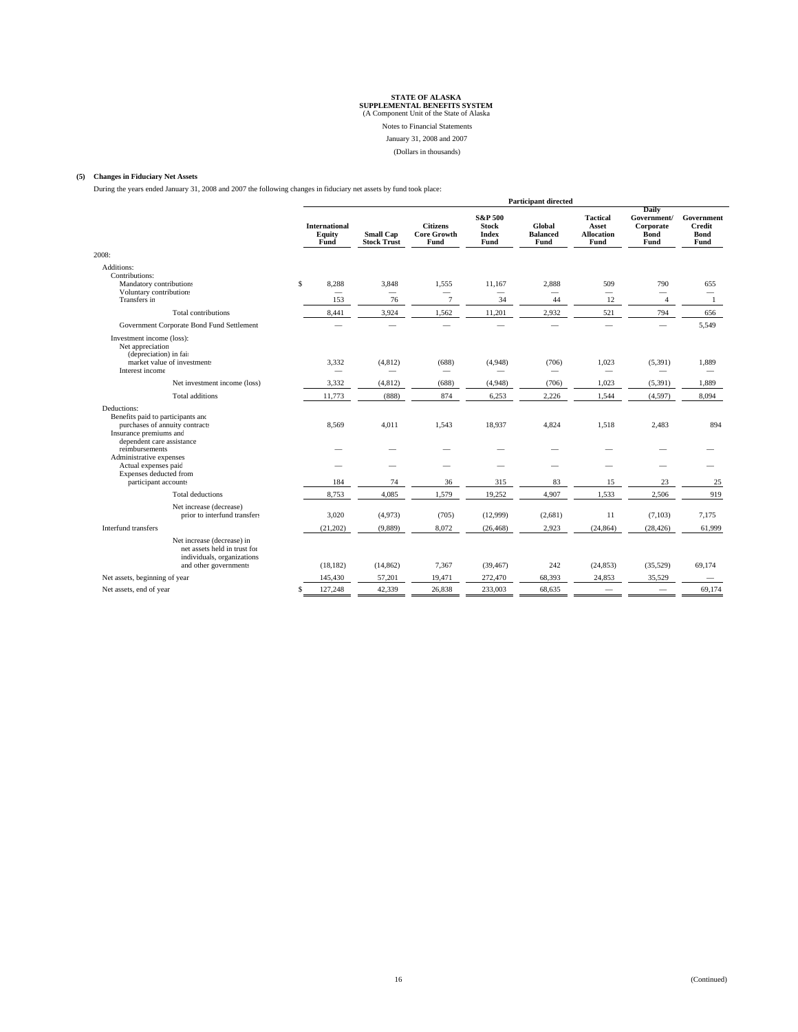**STATE OF ALASKA**
**SUPPLEMENTAL BENEFITS SYSTEM**
(A Component Unit of the State of Alaska

Notes to Financial Statements

January 31, 2008 and 2007

(Dollars in thousands)

**(5) Changes in Fiduciary Net Assets**

During the years ended January 31, 2008 and 2007 the following changes in fiduciary net assets by fund took place:

| | Participant directed | | | | | | | |
|---|---|---|---|---|---|---|---|---|
| | **International Equity Fund** | **Small Cap Stock Trust** | **Citizens Core Growth Fund** | **S&P 500 Stock Index Fund** | **Global Balanced Fund** | **Tactical Asset Allocation Fund** | **Daily Government/ Corporate Bond Fund** | **Government Credit Bond Fund** |
| 2008: | | | | | | | | |
| Additions: | | | | | | | | |
| Contributions: | | | | | | | | |
| Mandatory contributions | $ 8,288 | 3,848 | 1,555 | 11,167 | 2,888 | 509 | 790 | 655 |
| Voluntary contributions | — | — | — | — | — | — | — | — |
| Transfers in | 153 | 76 | 7 | 34 | 44 | 12 | 4 | 1 |
| Total contributions | 8,441 | 3,924 | 1,562 | 11,201 | 2,932 | 521 | 794 | 656 |
| Government Corporate Bond Fund Settlement | — | — | — | — | — | — | — | 5,549 |
| Investment income (loss): | | | | | | | | |
| Net appreciation (depreciation) in fair market value of investments | 3,332 | (4,812) | (688) | (4,948) | (706) | 1,023 | (5,391) | 1,889 |
| Interest income | — | — | — | — | — | — | — | — |
| Net investment income (loss) | 3,332 | (4,812) | (688) | (4,948) | (706) | 1,023 | (5,391) | 1,889 |
| Total additions | 11,773 | (888) | 874 | 6,253 | 2,226 | 1,544 | (4,597) | 8,094 |
| Deductions: | | | | | | | | |
| Benefits paid to participants and purchases of annuity contracts | 8,569 | 4,011 | 1,543 | 18,937 | 4,824 | 1,518 | 2,483 | 894 |
| Insurance premiums and dependent care assistance reimbursements | — | — | — | — | — | — | — | — |
| Administrative expenses | | | | | | | | |
| Actual expenses paid | — | — | — | — | — | — | — | — |
| Expenses deducted from participant accounts | 184 | 74 | 36 | 315 | 83 | 15 | 23 | 25 |
| Total deductions | 8,753 | 4,085 | 1,579 | 19,252 | 4,907 | 1,533 | 2,506 | 919 |
| Net increase (decrease) prior to interfund transfers | 3,020 | (4,973) | (705) | (12,999) | (2,681) | 11 | (7,103) | 7,175 |
| Interfund transfers | (21,202) | (9,889) | 8,072 | (26,468) | 2,923 | (24,864) | (28,426) | 61,999 |
| Net increase (decrease) in net assets held in trust for individuals, organizations and other governments | (18,182) | (14,862) | 7,367 | (39,467) | 242 | (24,853) | (35,529) | 69,174 |
| Net assets, beginning of year | 145,430 | 57,201 | 19,471 | 272,470 | 68,393 | 24,853 | 35,529 | — |
| Net assets, end of year | $ 127,248 | 42,339 | 26,838 | 233,003 | 68,635 | — | — | 69,174 |

(Continued)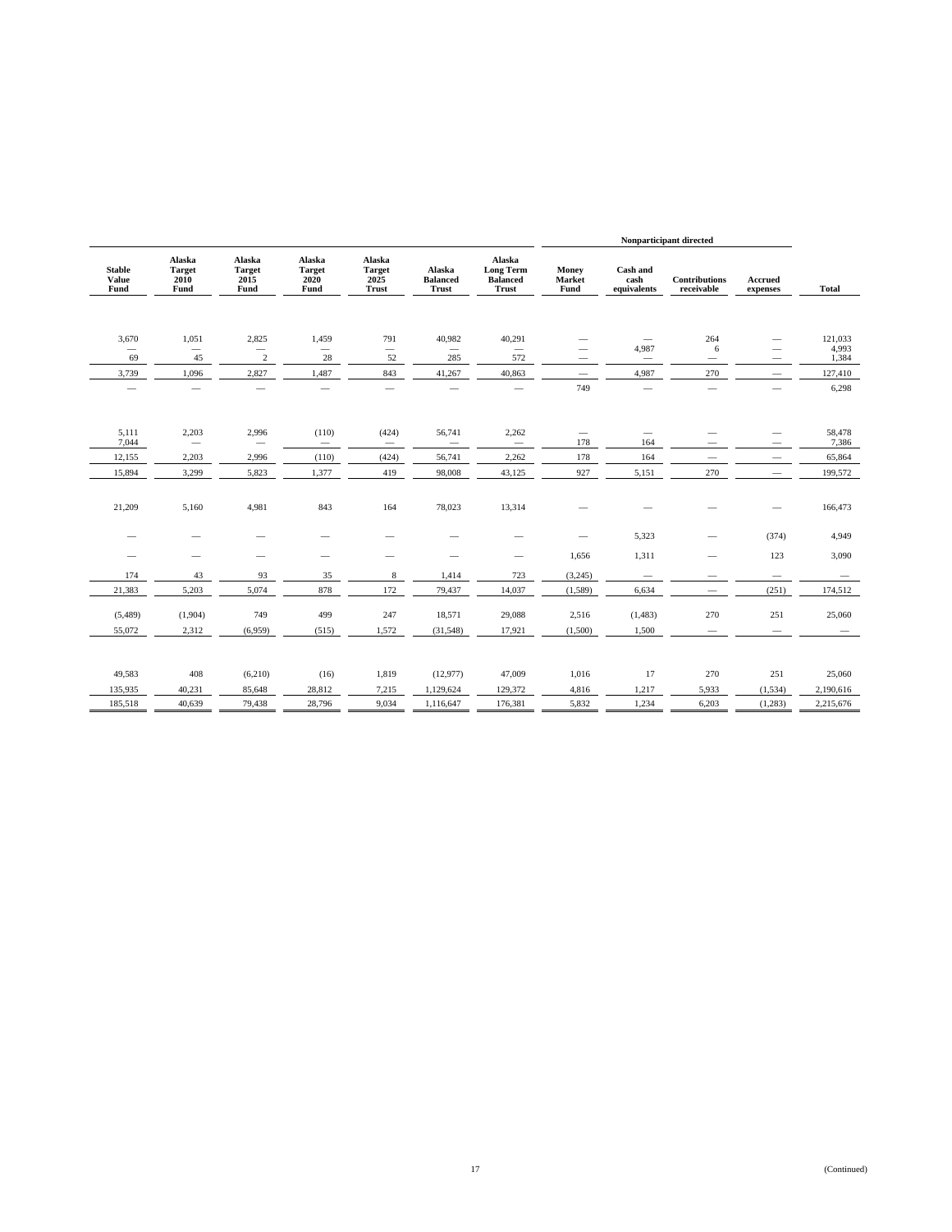| Stable Value Fund | Alaska Target 2010 Fund | Alaska Target 2015 Fund | Alaska Target 2020 Fund | Alaska Target 2025 Trust | Alaska Balanced Trust | Alaska Long Term Balanced Trust | Nonparticipant directed | | | | Total |
|---|---|---|---|---|---|---|---|---|---|---|---|
| | | | | | | | Money Market Fund | Cash and cash equivalents | Contributions receivable | Accrued expenses | |
| 3,670 | 1,051 | 2,825 | 1,459 | 791 | 40,982 | 40,291 | — | — | 264 | — | 121,033 |
| — | — | — | — | — | — | — | — | 4,987 | 6 | — | 4,993 |
| 69 | 45 | 2 | 28 | 52 | 285 | 572 | — | — | — | — | 1,384 |
| 3,739 | 1,096 | 2,827 | 1,487 | 843 | 41,267 | 40,863 | — | 4,987 | 270 | — | 127,410 |
| — | — | — | — | — | — | — | 749 | — | — | — | 6,298 |
| 5,111 | 2,203 | 2,996 | (110) | (424) | 56,741 | 2,262 | — | — | — | — | 58,478 |
| 7,044 | — | — | — | — | — | — | 178 | 164 | — | — | 7,386 |
| 12,155 | 2,203 | 2,996 | (110) | (424) | 56,741 | 2,262 | 178 | 164 | — | — | 65,864 |
| 15,894 | 3,299 | 5,823 | 1,377 | 419 | 98,008 | 43,125 | 927 | 5,151 | 270 | — | 199,572 |
| 21,209 | 5,160 | 4,981 | 843 | 164 | 78,023 | 13,314 | — | — | — | — | 166,473 |
| — | — | — | — | — | — | — | — | 5,323 | — | (374) | 4,949 |
| — | — | — | — | — | — | — | 1,656 | 1,311 | — | 123 | 3,090 |
| 174 | 43 | 93 | 35 | 8 | 1,414 | 723 | (3,245) | — | — | — | — |
| 21,383 | 5,203 | 5,074 | 878 | 172 | 79,437 | 14,037 | (1,589) | 6,634 | — | (251) | 174,512 |
| (5,489) | (1,904) | 749 | 499 | 247 | 18,571 | 29,088 | 2,516 | (1,483) | 270 | 251 | 25,060 |
| 55,072 | 2,312 | (6,959) | (515) | 1,572 | (31,548) | 17,921 | (1,500) | 1,500 | — | — | — |
| 49,583 | 408 | (6,210) | (16) | 1,819 | (12,977) | 47,009 | 1,016 | 17 | 270 | 251 | 25,060 |
| 135,935 | 40,231 | 85,648 | 28,812 | 7,215 | 1,129,624 | 129,372 | 4,816 | 1,217 | 5,933 | (1,534) | 2,190,616 |
| 185,518 | 40,639 | 79,438 | 28,796 | 9,034 | 1,116,647 | 176,381 | 5,832 | 1,234 | 6,203 | (1,283) | 2,215,676 |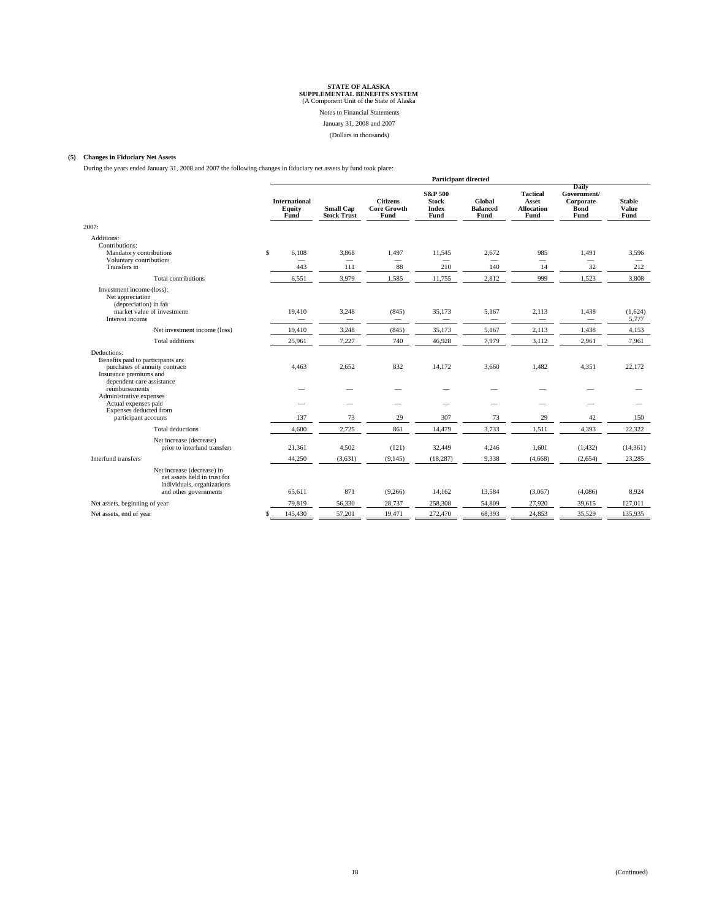**STATE OF ALASKA**
**SUPPLEMENTAL BENEFITS SYSTEM**
(A Component Unit of the State of Alaska

Notes to Financial Statements

January 31, 2008 and 2007

(Dollars in thousands)

**(5) Changes in Fiduciary Net Assets**

During the years ended January 31, 2008 and 2007 the following changes in fiduciary net assets by fund took place:

| | Participant directed | | | | | | | |
|---|---|---|---|---|---|---|---|---|
| | **International Equity Fund** | **Small Cap Stock Trust** | **Citizens Core Growth Fund** | **S&P 500 Stock Index Fund** | **Global Balanced Fund** | **Tactical Asset Allocation Fund** | **Daily Government/ Corporate Bond Fund** | **Stable Value Fund** |
| 2007: | | | | | | | | |
| Additions: | | | | | | | | |
| Contributions: | | | | | | | | |
| Mandatory contributions | $ 6,108 | 3,868 | 1,497 | 11,545 | 2,672 | 985 | 1,491 | 3,596 |
| Voluntary contributions | — | — | — | — | — | — | — | — |
| Transfers in | 443 | 111 | 88 | 210 | 140 | 14 | 32 | 212 |
| Total contributions | 6,551 | 3,979 | 1,585 | 11,755 | 2,812 | 999 | 1,523 | 3,808 |
| Investment income (loss): | | | | | | | | |
| Net appreciation (depreciation) in fair market value of investments | 19,410 | 3,248 | (845) | 35,173 | 5,167 | 2,113 | 1,438 | (1,624) |
| Interest income | — | — | — | — | — | — | — | 5,777 |
| Net investment income (loss) | 19,410 | 3,248 | (845) | 35,173 | 5,167 | 2,113 | 1,438 | 4,153 |
| Total additions | 25,961 | 7,227 | 740 | 46,928 | 7,979 | 3,112 | 2,961 | 7,961 |
| Deductions: | | | | | | | | |
| Benefits paid to participants and purchases of annuity contracts | 4,463 | 2,652 | 832 | 14,172 | 3,660 | 1,482 | 4,351 | 22,172 |
| Insurance premiums and dependent care assistance reimbursements | — | — | — | — | — | — | — | — |
| Administrative expenses | | | | | | | | |
| Actual expenses paid | — | — | — | — | — | — | — | — |
| Expenses deducted from participant accounts | 137 | 73 | 29 | 307 | 73 | 29 | 42 | 150 |
| Total deductions | 4,600 | 2,725 | 861 | 14,479 | 3,733 | 1,511 | 4,393 | 22,322 |
| Net increase (decrease) prior to interfund transfers | 21,361 | 4,502 | (121) | 32,449 | 4,246 | 1,601 | (1,432) | (14,361) |
| Interfund transfers | 44,250 | (3,631) | (9,145) | (18,287) | 9,338 | (4,668) | (2,654) | 23,285 |
| Net increase (decrease) in net assets held in trust for individuals, organizations and other governments | 65,611 | 871 | (9,266) | 14,162 | 13,584 | (3,067) | (4,086) | 8,924 |
| Net assets, beginning of year | 79,819 | 56,330 | 28,737 | 258,308 | 54,809 | 27,920 | 39,615 | 127,011 |
| Net assets, end of year | $ 145,430 | 57,201 | 19,471 | 272,470 | 68,393 | 24,853 | 35,529 | 135,935 |

(Continued)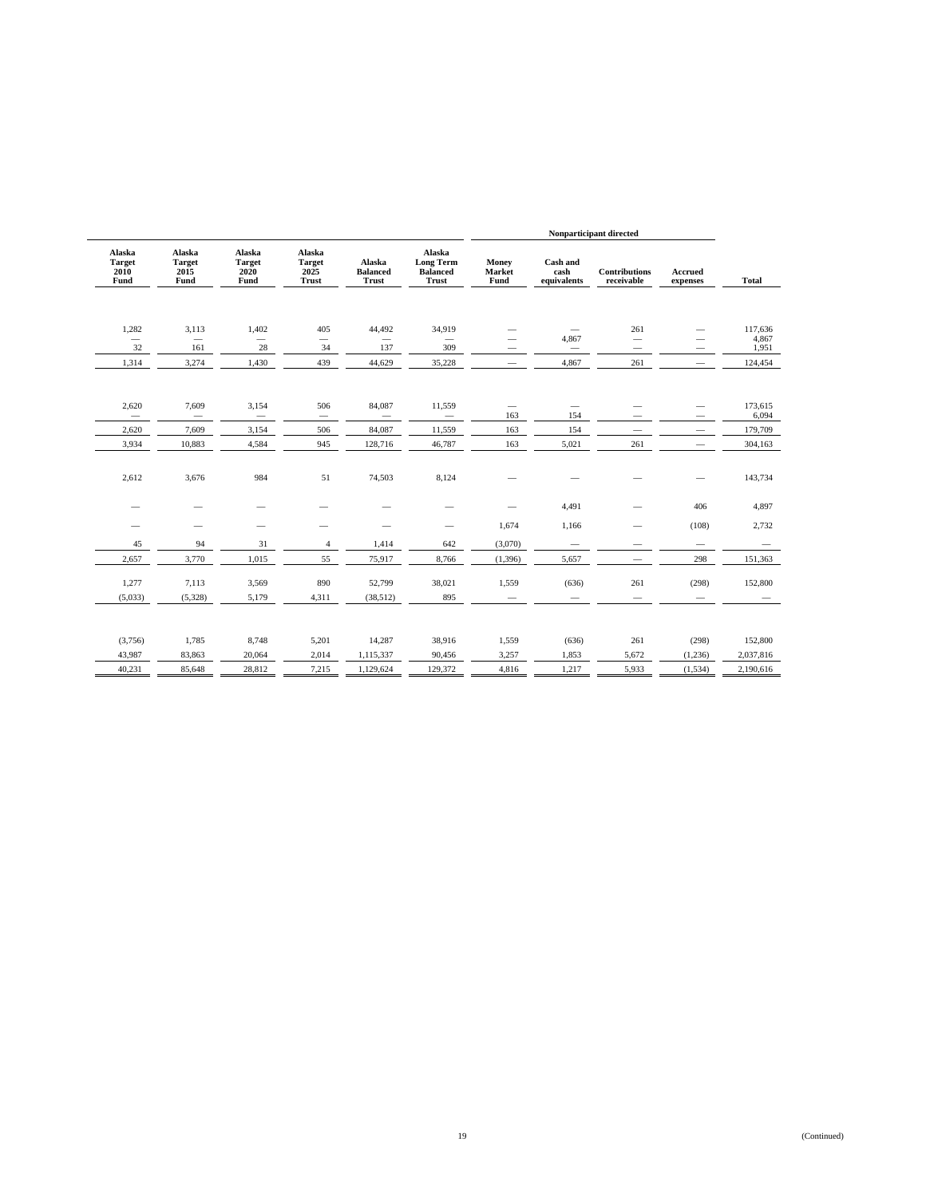| Alaska Target 2010 Fund | Alaska Target 2015 Fund | Alaska Target 2020 Fund | Alaska Target 2025 Trust | Alaska Balanced Trust | Alaska Long Term Balanced Trust | Nonparticipant directed | | | | Total |
|---|---|---|---|---|---|---|---|---|---|---|
| | | | | | | Money Market Fund | Cash and cash equivalents | Contributions receivable | Accrued expenses | |
| 1,282 | 3,113 | 1,402 | 405 | 44,492 | 34,919 | — | — | 261 | — | 117,636 |
| — | — | — | — | — | — | — | 4,867 | — | — | 4,867 |
| 32 | 161 | 28 | 34 | 137 | 309 | — | — | — | — | 1,951 |
| 1,314 | 3,274 | 1,430 | 439 | 44,629 | 35,228 | — | 4,867 | 261 | — | 124,454 |
| 2,620 | 7,609 | 3,154 | 506 | 84,087 | 11,559 | — | — | — | — | 173,615 |
| — | — | — | — | — | — | 163 | 154 | — | — | 6,094 |
| 2,620 | 7,609 | 3,154 | 506 | 84,087 | 11,559 | 163 | 154 | — | — | 179,709 |
| 3,934 | 10,883 | 4,584 | 945 | 128,716 | 46,787 | 163 | 5,021 | 261 | — | 304,163 |
| 2,612 | 3,676 | 984 | 51 | 74,503 | 8,124 | — | — | — | — | 143,734 |
| — | — | — | — | — | — | — | 4,491 | — | 406 | 4,897 |
| — | — | — | — | — | — | 1,674 | 1,166 | — | (108) | 2,732 |
| 45 | 94 | 31 | 4 | 1,414 | 642 | (3,070) | — | — | — | — |
| 2,657 | 3,770 | 1,015 | 55 | 75,917 | 8,766 | (1,396) | 5,657 | — | 298 | 151,363 |
| 1,277 | 7,113 | 3,569 | 890 | 52,799 | 38,021 | 1,559 | (636) | 261 | (298) | 152,800 |
| (5,033) | (5,328) | 5,179 | 4,311 | (38,512) | 895 | — | — | — | — | — |
| (3,756) | 1,785 | 8,748 | 5,201 | 14,287 | 38,916 | 1,559 | (636) | 261 | (298) | 152,800 |
| 43,987 | 83,863 | 20,064 | 2,014 | 1,115,337 | 90,456 | 3,257 | 1,853 | 5,672 | (1,236) | 2,037,816 |
| 40,231 | 85,648 | 28,812 | 7,215 | 1,129,624 | 129,372 | 4,816 | 1,217 | 5,933 | (1,534) | 2,190,616 |

(Continued)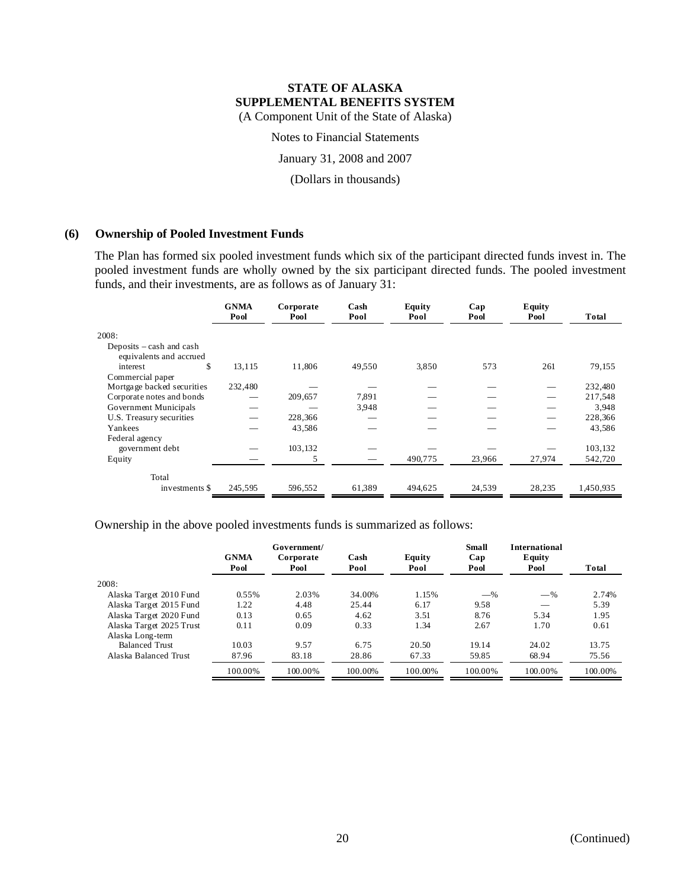# STATE OF ALASKA
# SUPPLEMENTAL BENEFITS SYSTEM

(A Component Unit of the State of Alaska)

Notes to Financial Statements

January 31, 2008 and 2007

(Dollars in thousands)

## (6) Ownership of Pooled Investment Funds

The Plan has formed six pooled investment funds which six of the participant directed funds invest in. The pooled investment funds are wholly owned by the six participant directed funds. The pooled investment funds, and their investments, are as follows as of January 31:

| | GNMA Pool | Corporate Pool | Cash Pool | Equity Pool | Cap Pool | Equity Pool | Total |
|---|---|---|---|---|---|---|---|
| 2008: | | | | | | | |
| Deposits – cash and cash equivalents and accrued interest | $ 13,115 | 11,806 | 49,550 | 3,850 | 573 | 261 | 79,155 |
| Commercial paper | | | | | | | |
| Mortgage backed securities | 232,480 | — | — | — | — | — | 232,480 |
| Corporate notes and bonds | — | 209,657 | 7,891 | — | — | — | 217,548 |
| Government Municipals | — | — | 3,948 | — | — | — | 3,948 |
| U.S. Treasury securities | — | 228,366 | — | — | — | — | 228,366 |
| Yankees | — | 43,586 | — | — | — | — | 43,586 |
| Federal agency government debt | — | 103,132 | — | — | — | — | 103,132 |
| Equity | — | 5 | — | 490,775 | 23,966 | 27,974 | 542,720 |
| Total investments | $ 245,595 | 596,552 | 61,389 | 494,625 | 24,539 | 28,235 | 1,450,935 |

Ownership in the above pooled investments funds is summarized as follows:

| | GNMA Pool | Government/ Corporate Pool | Cash Pool | Equity Pool | Small Cap Pool | International Equity Pool | Total |
|---|---|---|---|---|---|---|---|
| 2008: | | | | | | | |
| Alaska Target 2010 Fund | 0.55% | 2.03% | 34.00% | 1.15% | —% | —% | 2.74% |
| Alaska Target 2015 Fund | 1.22 | 4.48 | 25.44 | 6.17 | 9.58 | — | 5.39 |
| Alaska Target 2020 Fund | 0.13 | 0.65 | 4.62 | 3.51 | 8.76 | 5.34 | 1.95 |
| Alaska Target 2025 Trust | 0.11 | 0.09 | 0.33 | 1.34 | 2.67 | 1.70 | 0.61 |
| Alaska Long-term Balanced Trust | 10.03 | 9.57 | 6.75 | 20.50 | 19.14 | 24.02 | 13.75 |
| Alaska Balanced Trust | 87.96 | 83.18 | 28.86 | 67.33 | 59.85 | 68.94 | 75.56 |
| | 100.00% | 100.00% | 100.00% | 100.00% | 100.00% | 100.00% | 100.00% |

(Continued)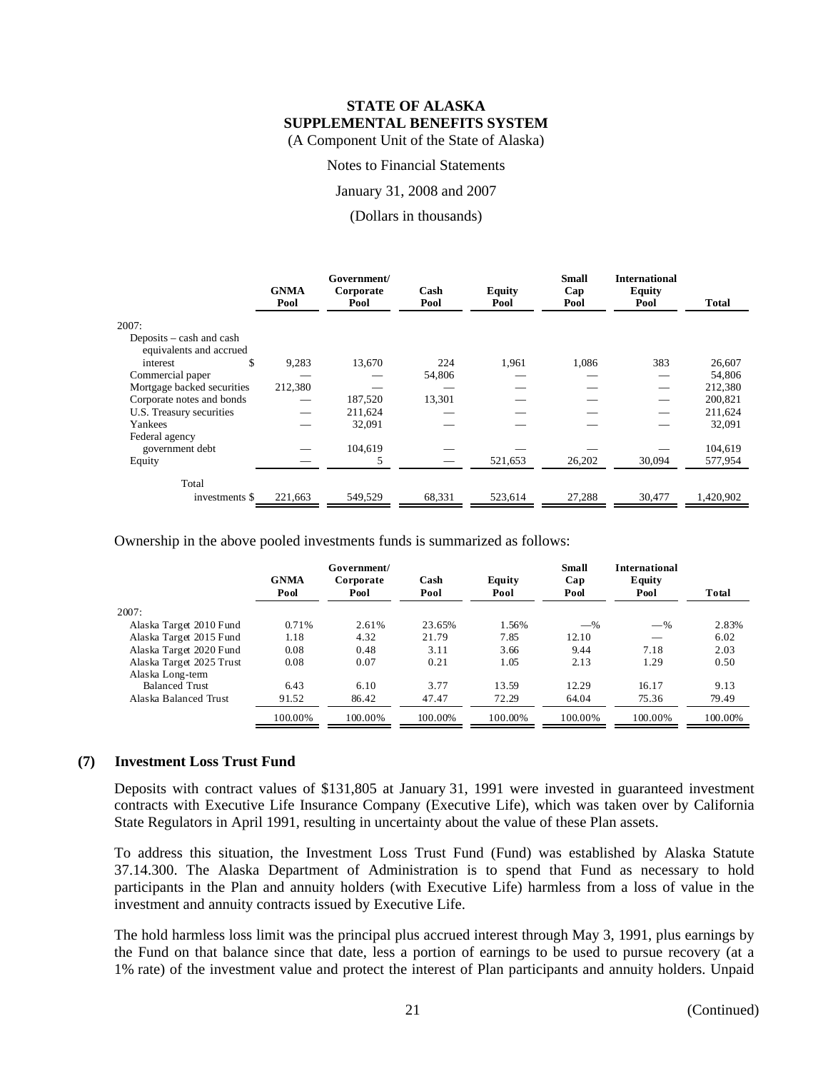# STATE OF ALASKA
## SUPPLEMENTAL BENEFITS SYSTEM
(A Component Unit of the State of Alaska)

Notes to Financial Statements

January 31, 2008 and 2007

(Dollars in thousands)

| | GNMA Pool | Government/ Corporate Pool | Cash Pool | Equity Pool | Small Cap Pool | International Equity Pool | Total |
|---|---|---|---|---|---|---|---|
| 2007: | | | | | | | |
| Deposits – cash and cash equivalents and accrued interest $ | 9,283 | 13,670 | 224 | 1,961 | 1,086 | 383 | 26,607 |
| Commercial paper | — | — | 54,806 | — | — | — | 54,806 |
| Mortgage backed securities | 212,380 | — | — | — | — | — | 212,380 |
| Corporate notes and bonds | — | 187,520 | 13,301 | — | — | — | 200,821 |
| U.S. Treasury securities | — | 211,624 | — | — | — | — | 211,624 |
| Yankees | — | 32,091 | — | — | — | — | 32,091 |
| Federal agency government debt | — | 104,619 | — | — | — | — | 104,619 |
| Equity | — | 5 | — | 521,653 | 26,202 | 30,094 | 577,954 |
| Total investments $ | 221,663 | 549,529 | 68,331 | 523,614 | 27,288 | 30,477 | 1,420,902 |

Ownership in the above pooled investments funds is summarized as follows:

| | GNMA Pool | Government/ Corporate Pool | Cash Pool | Equity Pool | Small Cap Pool | International Equity Pool | Total |
|---|---|---|---|---|---|---|---|
| 2007: | | | | | | | |
| Alaska Target 2010 Fund | 0.71% | 2.61% | 23.65% | 1.56% | —% | —% | 2.83% |
| Alaska Target 2015 Fund | 1.18 | 4.32 | 21.79 | 7.85 | 12.10 | — | 6.02 |
| Alaska Target 2020 Fund | 0.08 | 0.48 | 3.11 | 3.66 | 9.44 | 7.18 | 2.03 |
| Alaska Target 2025 Trust | 0.08 | 0.07 | 0.21 | 1.05 | 2.13 | 1.29 | 0.50 |
| Alaska Long-term Balanced Trust | 6.43 | 6.10 | 3.77 | 13.59 | 12.29 | 16.17 | 9.13 |
| Alaska Balanced Trust | 91.52 | 86.42 | 47.47 | 72.29 | 64.04 | 75.36 | 79.49 |
| | 100.00% | 100.00% | 100.00% | 100.00% | 100.00% | 100.00% | 100.00% |

### (7) Investment Loss Trust Fund

Deposits with contract values of $131,805 at January 31, 1991 were invested in guaranteed investment contracts with Executive Life Insurance Company (Executive Life), which was taken over by California State Regulators in April 1991, resulting in uncertainty about the value of these Plan assets.

To address this situation, the Investment Loss Trust Fund (Fund) was established by Alaska Statute 37.14.300. The Alaska Department of Administration is to spend that Fund as necessary to hold participants in the Plan and annuity holders (with Executive Life) harmless from a loss of value in the investment and annuity contracts issued by Executive Life.

The hold harmless loss limit was the principal plus accrued interest through May 3, 1991, plus earnings by the Fund on that balance since that date, less a portion of earnings to be used to pursue recovery (at a 1% rate) of the investment value and protect the interest of Plan participants and annuity holders. Unpaid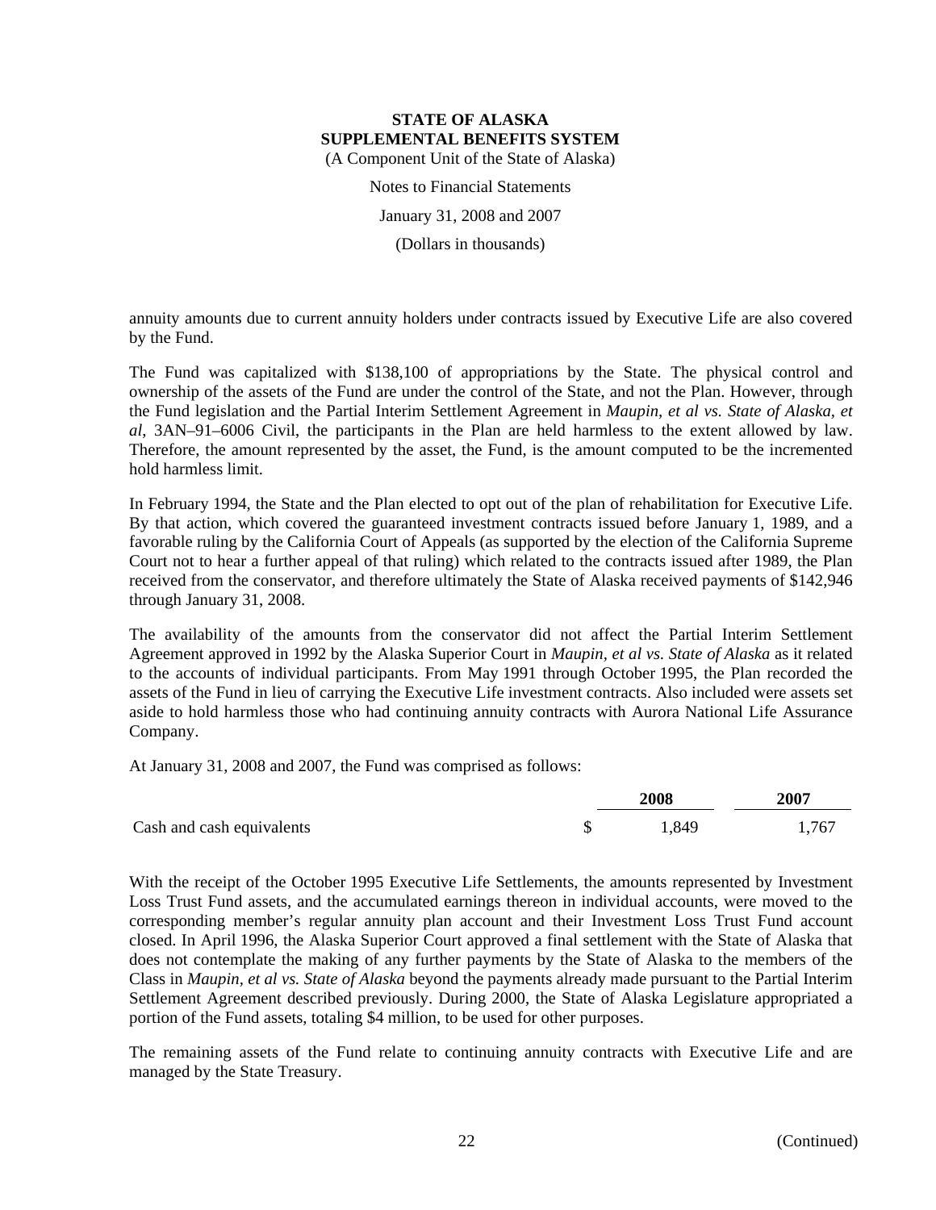annuity amounts due to current annuity holders under contracts issued by Executive Life are also covered by the Fund.

The Fund was capitalized with $138,100 of appropriations by the State. The physical control and ownership of the assets of the Fund are under the control of the State, and not the Plan. However, through the Fund legislation and the Partial Interim Settlement Agreement in *Maupin, et al vs. State of Alaska, et al*, 3AN–91–6006 Civil, the participants in the Plan are held harmless to the extent allowed by law. Therefore, the amount represented by the asset, the Fund, is the amount computed to be the incremented hold harmless limit.

In February 1994, the State and the Plan elected to opt out of the plan of rehabilitation for Executive Life. By that action, which covered the guaranteed investment contracts issued before January 1, 1989, and a favorable ruling by the California Court of Appeals (as supported by the election of the California Supreme Court not to hear a further appeal of that ruling) which related to the contracts issued after 1989, the Plan received from the conservator, and therefore ultimately the State of Alaska received payments of $142,946 through January 31, 2008.

The availability of the amounts from the conservator did not affect the Partial Interim Settlement Agreement approved in 1992 by the Alaska Superior Court in *Maupin, et al vs. State of Alaska* as it related to the accounts of individual participants. From May 1991 through October 1995, the Plan recorded the assets of the Fund in lieu of carrying the Executive Life investment contracts. Also included were assets set aside to hold harmless those who had continuing annuity contracts with Aurora National Life Assurance Company.

At January 31, 2008 and 2007, the Fund was comprised as follows:

| | 2008 | 2007 |
|---|---|---|
| Cash and cash equivalents | $ 1,849 | 1,767 |

With the receipt of the October 1995 Executive Life Settlements, the amounts represented by Investment Loss Trust Fund assets, and the accumulated earnings thereon in individual accounts, were moved to the corresponding member's regular annuity plan account and their Investment Loss Trust Fund account closed. In April 1996, the Alaska Superior Court approved a final settlement with the State of Alaska that does not contemplate the making of any further payments by the State of Alaska to the members of the Class in *Maupin, et al vs. State of Alaska* beyond the payments already made pursuant to the Partial Interim Settlement Agreement described previously. During 2000, the State of Alaska Legislature appropriated a portion of the Fund assets, totaling $4 million, to be used for other purposes.

The remaining assets of the Fund relate to continuing annuity contracts with Executive Life and are managed by the State Treasury.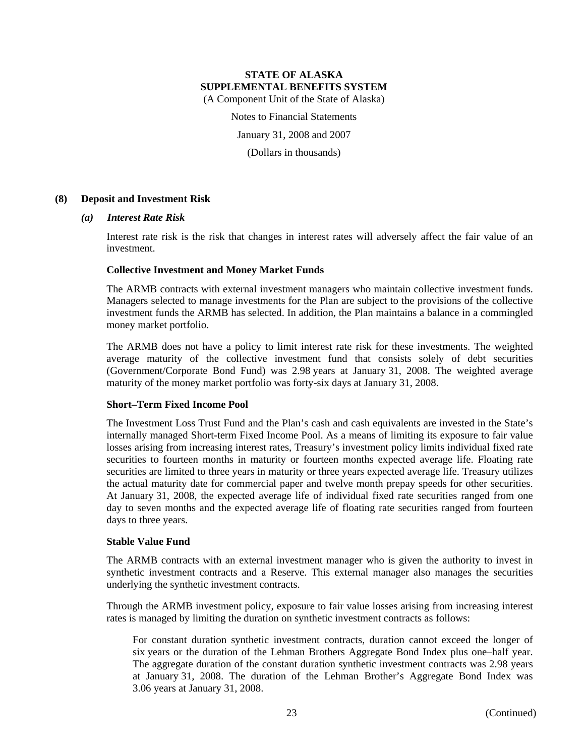# STATE OF ALASKA
# SUPPLEMENTAL BENEFITS SYSTEM

(A Component Unit of the State of Alaska)

Notes to Financial Statements

January 31, 2008 and 2007

(Dollars in thousands)

## (8) Deposit and Investment Risk

### *(a) Interest Rate Risk*

Interest rate risk is the risk that changes in interest rates will adversely affect the fair value of an investment.

**Collective Investment and Money Market Funds**

The ARMB contracts with external investment managers who maintain collective investment funds. Managers selected to manage investments for the Plan are subject to the provisions of the collective investment funds the ARMB has selected. In addition, the Plan maintains a balance in a commingled money market portfolio.

The ARMB does not have a policy to limit interest rate risk for these investments. The weighted average maturity of the collective investment fund that consists solely of debt securities (Government/Corporate Bond Fund) was 2.98 years at January 31, 2008. The weighted average maturity of the money market portfolio was forty-six days at January 31, 2008.

**Short–Term Fixed Income Pool**

The Investment Loss Trust Fund and the Plan's cash and cash equivalents are invested in the State's internally managed Short-term Fixed Income Pool. As a means of limiting its exposure to fair value losses arising from increasing interest rates, Treasury's investment policy limits individual fixed rate securities to fourteen months in maturity or fourteen months expected average life. Floating rate securities are limited to three years in maturity or three years expected average life. Treasury utilizes the actual maturity date for commercial paper and twelve month prepay speeds for other securities. At January 31, 2008, the expected average life of individual fixed rate securities ranged from one day to seven months and the expected average life of floating rate securities ranged from fourteen days to three years.

**Stable Value Fund**

The ARMB contracts with an external investment manager who is given the authority to invest in synthetic investment contracts and a Reserve. This external manager also manages the securities underlying the synthetic investment contracts.

Through the ARMB investment policy, exposure to fair value losses arising from increasing interest rates is managed by limiting the duration on synthetic investment contracts as follows:

For constant duration synthetic investment contracts, duration cannot exceed the longer of six years or the duration of the Lehman Brothers Aggregate Bond Index plus one–half year. The aggregate duration of the constant duration synthetic investment contracts was 2.98 years at January 31, 2008. The duration of the Lehman Brother's Aggregate Bond Index was 3.06 years at January 31, 2008.

(Continued)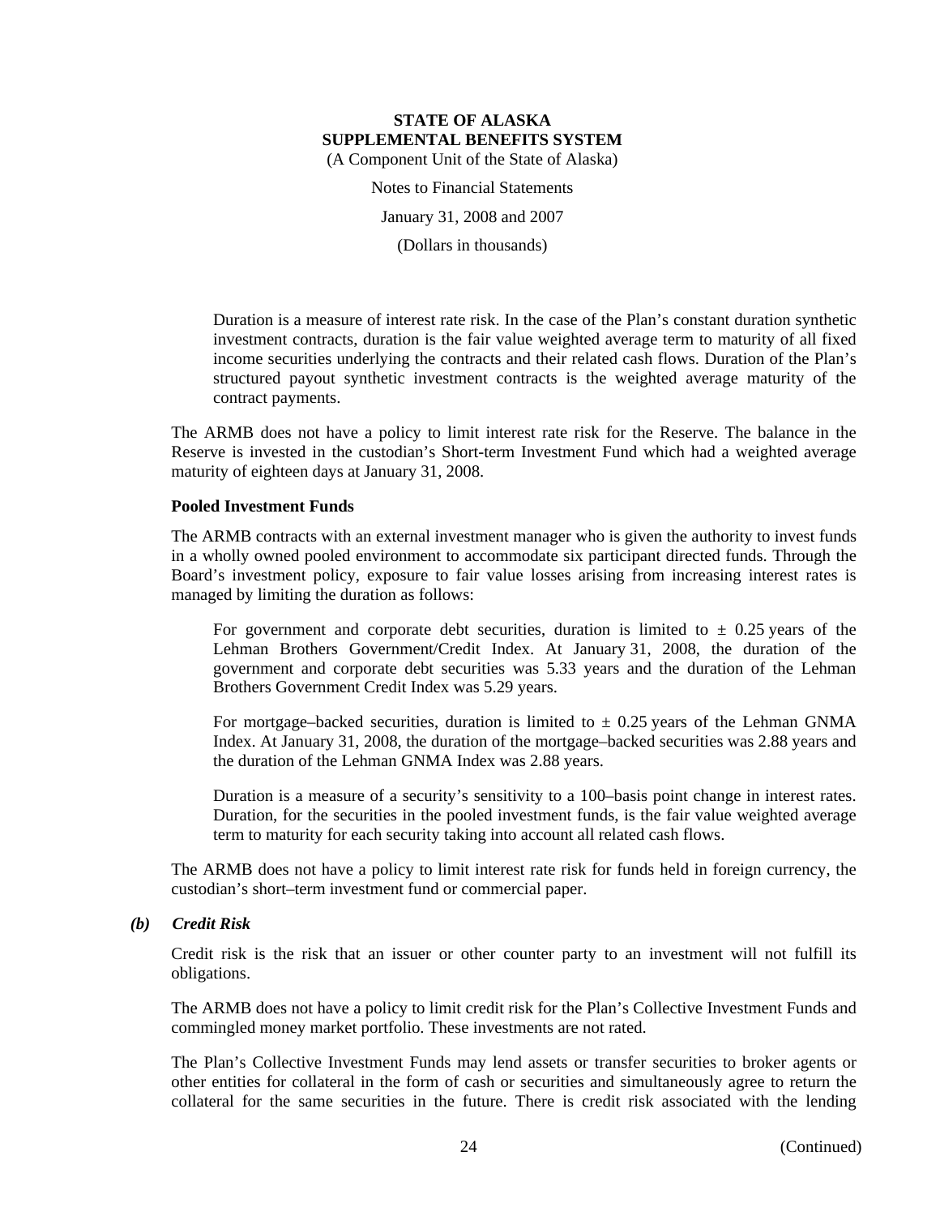Duration is a measure of interest rate risk. In the case of the Plan's constant duration synthetic investment contracts, duration is the fair value weighted average term to maturity of all fixed income securities underlying the contracts and their related cash flows. Duration of the Plan's structured payout synthetic investment contracts is the weighted average maturity of the contract payments.

The ARMB does not have a policy to limit interest rate risk for the Reserve. The balance in the Reserve is invested in the custodian's Short-term Investment Fund which had a weighted average maturity of eighteen days at January 31, 2008.

**Pooled Investment Funds**

The ARMB contracts with an external investment manager who is given the authority to invest funds in a wholly owned pooled environment to accommodate six participant directed funds. Through the Board's investment policy, exposure to fair value losses arising from increasing interest rates is managed by limiting the duration as follows:

For government and corporate debt securities, duration is limited to ± 0.25 years of the Lehman Brothers Government/Credit Index. At January 31, 2008, the duration of the government and corporate debt securities was 5.33 years and the duration of the Lehman Brothers Government Credit Index was 5.29 years.

For mortgage–backed securities, duration is limited to ± 0.25 years of the Lehman GNMA Index. At January 31, 2008, the duration of the mortgage–backed securities was 2.88 years and the duration of the Lehman GNMA Index was 2.88 years.

Duration is a measure of a security's sensitivity to a 100–basis point change in interest rates. Duration, for the securities in the pooled investment funds, is the fair value weighted average term to maturity for each security taking into account all related cash flows.

The ARMB does not have a policy to limit interest rate risk for funds held in foreign currency, the custodian's short–term investment fund or commercial paper.

***(b) Credit Risk***

Credit risk is the risk that an issuer or other counter party to an investment will not fulfill its obligations.

The ARMB does not have a policy to limit credit risk for the Plan's Collective Investment Funds and commingled money market portfolio. These investments are not rated.

The Plan's Collective Investment Funds may lend assets or transfer securities to broker agents or other entities for collateral in the form of cash or securities and simultaneously agree to return the collateral for the same securities in the future. There is credit risk associated with the lending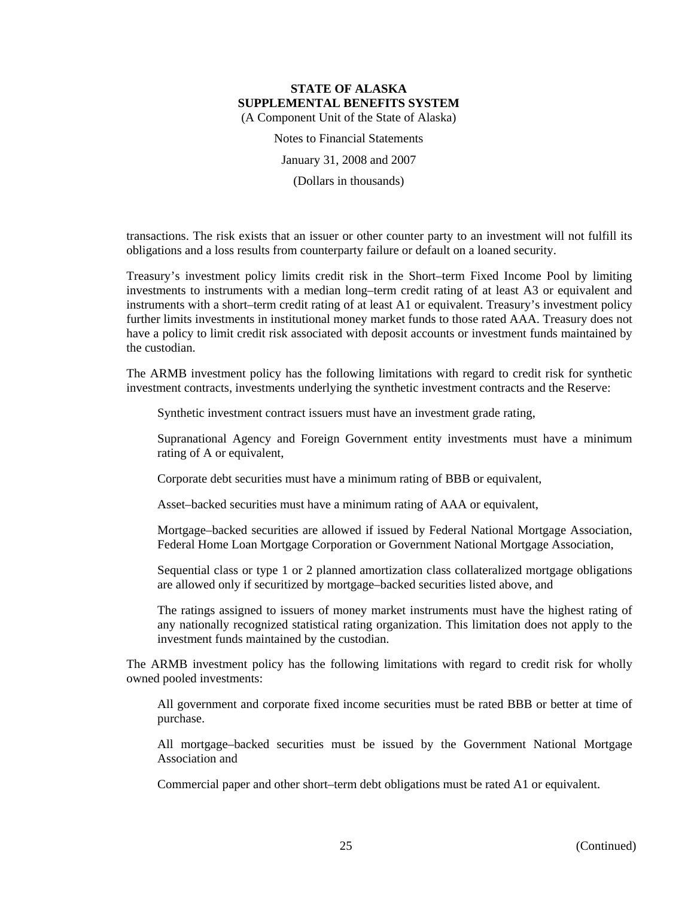transactions. The risk exists that an issuer or other counter party to an investment will not fulfill its obligations and a loss results from counterparty failure or default on a loaned security.

Treasury's investment policy limits credit risk in the Short–term Fixed Income Pool by limiting investments to instruments with a median long–term credit rating of at least A3 or equivalent and instruments with a short–term credit rating of at least A1 or equivalent. Treasury's investment policy further limits investments in institutional money market funds to those rated AAA. Treasury does not have a policy to limit credit risk associated with deposit accounts or investment funds maintained by the custodian.

The ARMB investment policy has the following limitations with regard to credit risk for synthetic investment contracts, investments underlying the synthetic investment contracts and the Reserve:

Synthetic investment contract issuers must have an investment grade rating,

Supranational Agency and Foreign Government entity investments must have a minimum rating of A or equivalent,

Corporate debt securities must have a minimum rating of BBB or equivalent,

Asset–backed securities must have a minimum rating of AAA or equivalent,

Mortgage–backed securities are allowed if issued by Federal National Mortgage Association, Federal Home Loan Mortgage Corporation or Government National Mortgage Association,

Sequential class or type 1 or 2 planned amortization class collateralized mortgage obligations are allowed only if securitized by mortgage–backed securities listed above, and

The ratings assigned to issuers of money market instruments must have the highest rating of any nationally recognized statistical rating organization. This limitation does not apply to the investment funds maintained by the custodian.

The ARMB investment policy has the following limitations with regard to credit risk for wholly owned pooled investments:

All government and corporate fixed income securities must be rated BBB or better at time of purchase.

All mortgage–backed securities must be issued by the Government National Mortgage Association and

Commercial paper and other short–term debt obligations must be rated A1 or equivalent.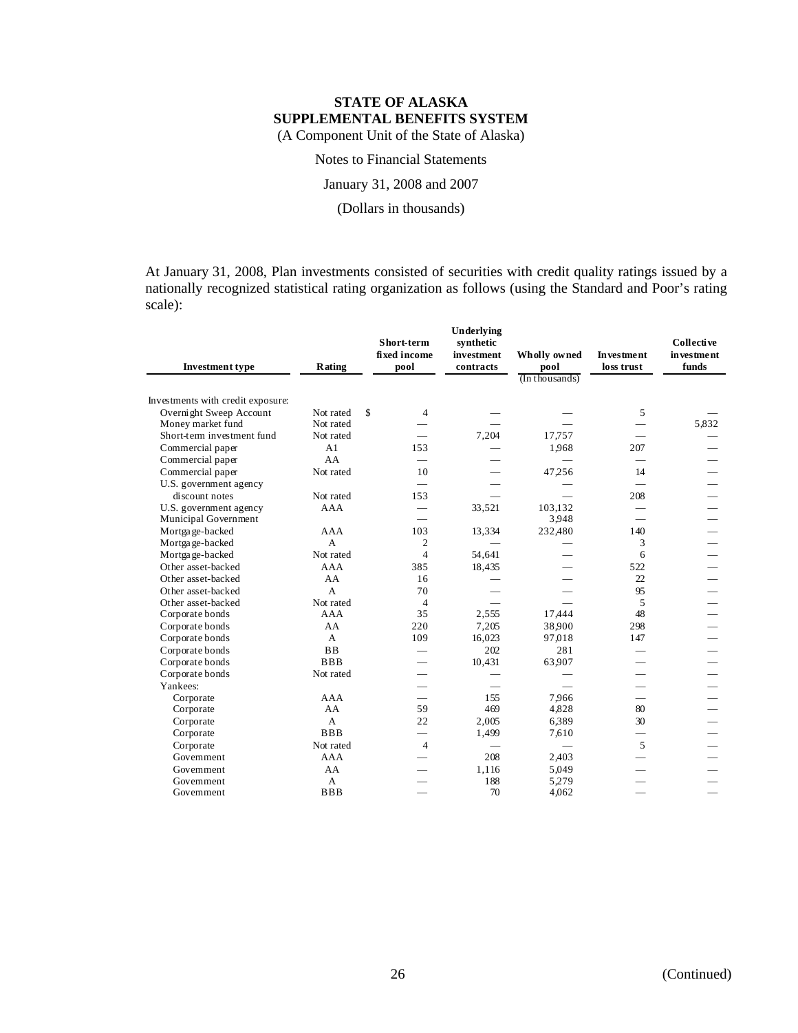# STATE OF ALASKA
## SUPPLEMENTAL BENEFITS SYSTEM
(A Component Unit of the State of Alaska)

Notes to Financial Statements

January 31, 2008 and 2007

(Dollars in thousands)

At January 31, 2008, Plan investments consisted of securities with credit quality ratings issued by a nationally recognized statistical rating organization as follows (using the Standard and Poor's rating scale):

| Investment type | Rating | Short-term fixed income pool | Underlying synthetic investment contracts | Wholly owned pool (In thousands) | Investment loss trust | Collective investment funds |
|---|---|---|---|---|---|---|
| Investments with credit exposure: | | | | | | |
| Overnight Sweep Account | Not rated | $ 4 | — | — | 5 | — |
| Money market fund | Not rated | — | — | — | — | 5,832 |
| Short-term investment fund | Not rated | — | 7,204 | 17,757 | — | — |
| Commercial paper | A1 | 153 | — | 1,968 | 207 | — |
| Commercial paper | AA | — | — | — | — | — |
| Commercial paper | Not rated | 10 | — | 47,256 | 14 | — |
| U.S. government agency | | — | — | — | — | — |
| discount notes | Not rated | 153 | — | — | 208 | — |
| U.S. government agency | AAA | — | 33,521 | 103,132 | — | — |
| Municipal Government | | — | | 3,948 | — | — |
| Mortgage-backed | AAA | 103 | 13,334 | 232,480 | 140 | — |
| Mortgage-backed | A | 2 | — | — | 3 | — |
| Mortgage-backed | Not rated | 4 | 54,641 | — | 6 | — |
| Other asset-backed | AAA | 385 | 18,435 | — | 522 | — |
| Other asset-backed | AA | 16 | — | — | 22 | — |
| Other asset-backed | A | 70 | — | — | 95 | — |
| Other asset-backed | Not rated | 4 | — | — | 5 | — |
| Corporate bonds | AAA | 35 | 2,555 | 17,444 | 48 | — |
| Corporate bonds | AA | 220 | 7,205 | 38,900 | 298 | — |
| Corporate bonds | A | 109 | 16,023 | 97,018 | 147 | — |
| Corporate bonds | BB | — | 202 | 281 | — | — |
| Corporate bonds | BBB | — | 10,431 | 63,907 | — | — |
| Corporate bonds | Not rated | — | — | — | — | — |
| Yankees: | | — | — | — | — | — |
| Corporate | AAA | — | 155 | 7,966 | — | — |
| Corporate | AA | 59 | 469 | 4,828 | 80 | — |
| Corporate | A | 22 | 2,005 | 6,389 | 30 | — |
| Corporate | BBB | — | 1,499 | 7,610 | — | — |
| Corporate | Not rated | 4 | — | — | 5 | — |
| Government | AAA | — | 208 | 2,403 | — | — |
| Government | AA | — | 1,116 | 5,049 | — | — |
| Government | A | — | 188 | 5,279 | — | — |
| Government | BBB | — | 70 | 4,062 | — | — |

(Continued)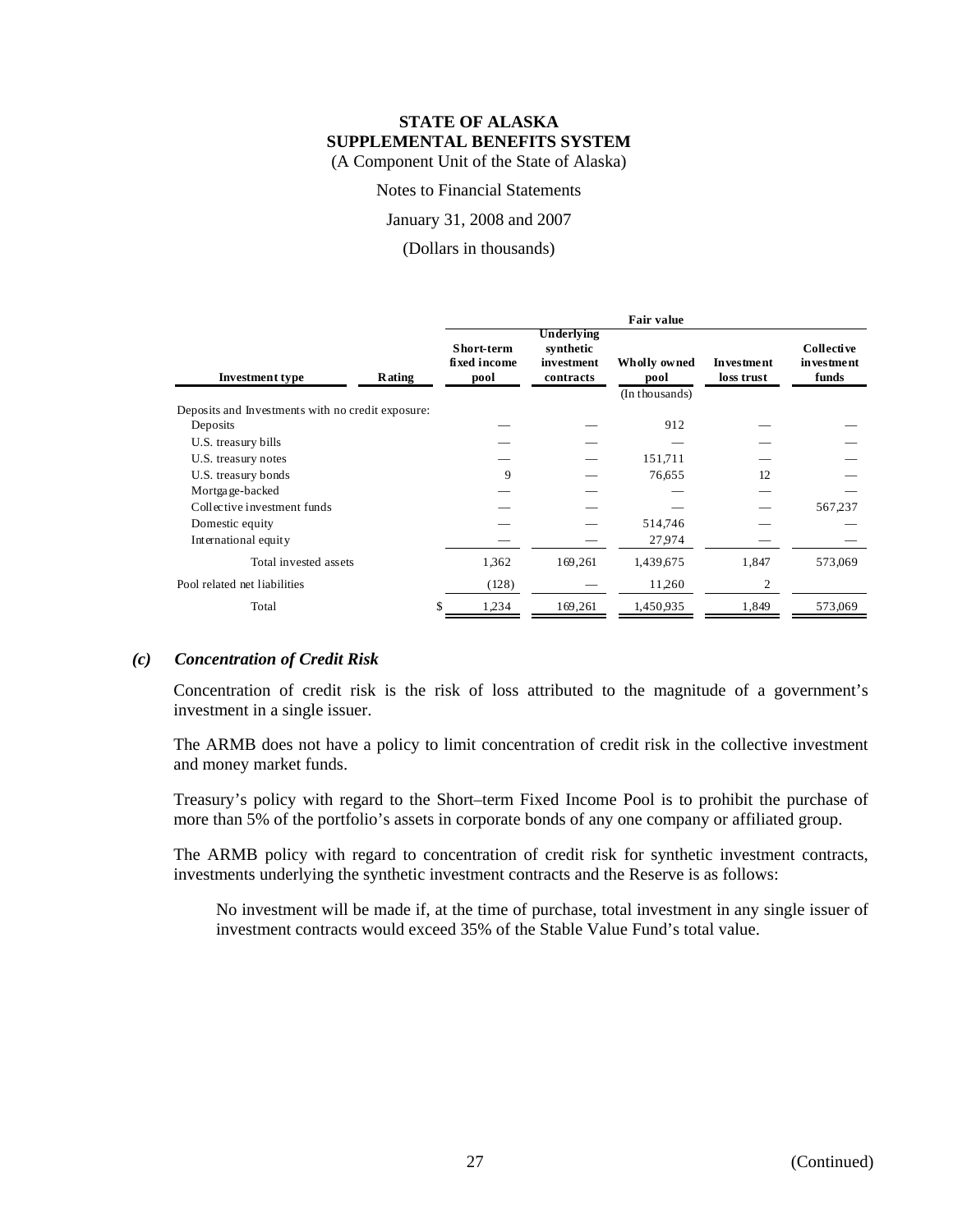**STATE OF ALASKA**
**SUPPLEMENTAL BENEFITS SYSTEM**
(A Component Unit of the State of Alaska)

Notes to Financial Statements

January 31, 2008 and 2007

(Dollars in thousands)

| | | Fair value | | | | |
|---|---|---|---|---|---|---|
| **Investment type** | **Rating** | **Short-term fixed income pool** | **Underlying synthetic investment contracts** | **Wholly owned pool** | **Investment loss trust** | **Collective investment funds** |
| | | | | (In thousands) | | |
| Deposits and Investments with no credit exposure: | | | | | | |
| Deposits | | — | — | 912 | — | — |
| U.S. treasury bills | | — | — | — | — | — |
| U.S. treasury notes | | — | — | 151,711 | — | — |
| U.S. treasury bonds | | 9 | — | 76,655 | 12 | — |
| Mortgage-backed | | — | — | — | — | — |
| Collective investment funds | | — | — | — | — | 567,237 |
| Domestic equity | | — | — | 514,746 | — | — |
| International equity | | — | — | 27,974 | — | — |
| Total invested assets | | 1,362 | 169,261 | 1,439,675 | 1,847 | 573,069 |
| Pool related net liabilities | | (128) | — | 11,260 | 2 | |
| Total | | $ 1,234 | 169,261 | 1,450,935 | 1,849 | 573,069 |

### *(c) Concentration of Credit Risk*

Concentration of credit risk is the risk of loss attributed to the magnitude of a government's investment in a single issuer.

The ARMB does not have a policy to limit concentration of credit risk in the collective investment and money market funds.

Treasury's policy with regard to the Short–term Fixed Income Pool is to prohibit the purchase of more than 5% of the portfolio's assets in corporate bonds of any one company or affiliated group.

The ARMB policy with regard to concentration of credit risk for synthetic investment contracts, investments underlying the synthetic investment contracts and the Reserve is as follows:

No investment will be made if, at the time of purchase, total investment in any single issuer of investment contracts would exceed 35% of the Stable Value Fund's total value.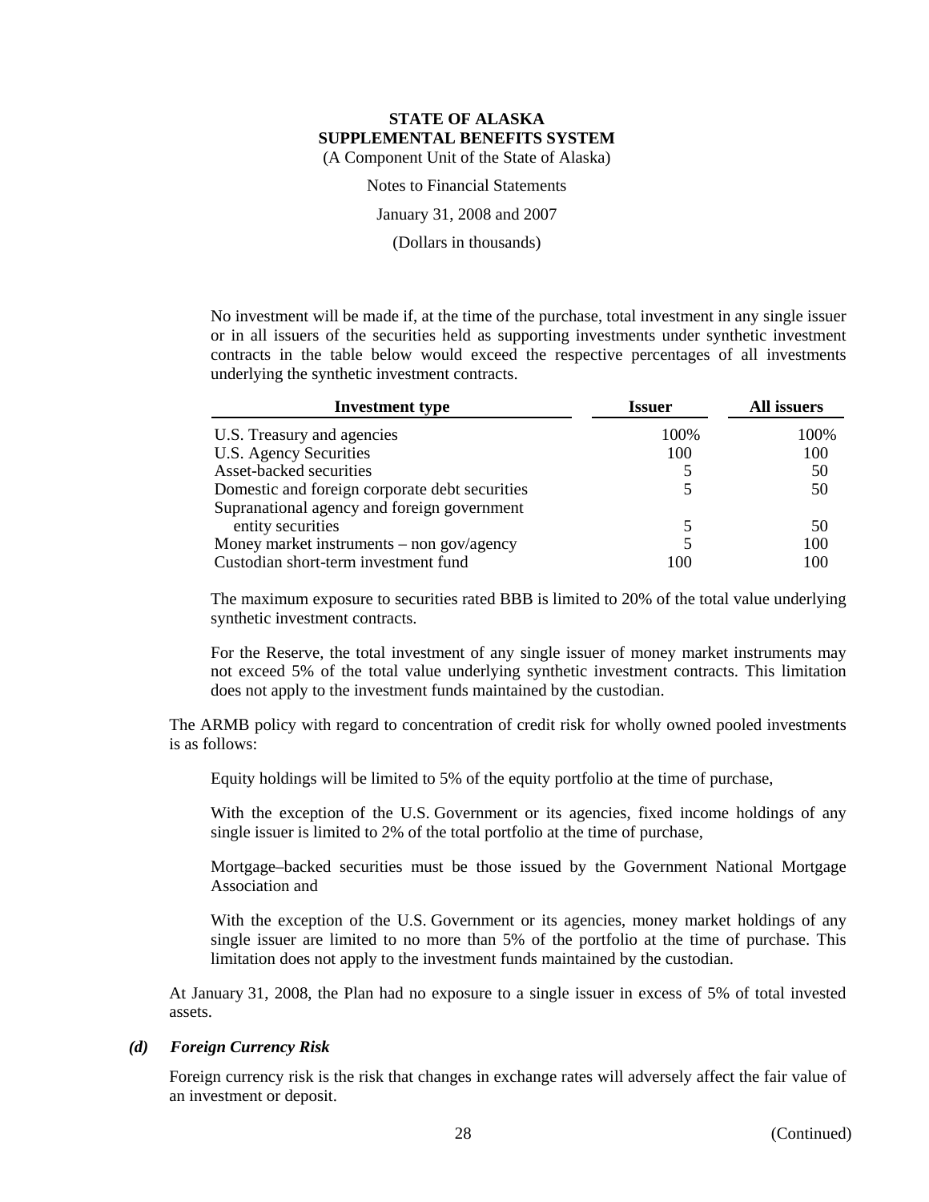No investment will be made if, at the time of the purchase, total investment in any single issuer or in all issuers of the securities held as supporting investments under synthetic investment contracts in the table below would exceed the respective percentages of all investments underlying the synthetic investment contracts.

| Investment type | Issuer | All issuers |
|---|---|---|
| U.S. Treasury and agencies | 100% | 100% |
| U.S. Agency Securities | 100 | 100 |
| Asset-backed securities | 5 | 50 |
| Domestic and foreign corporate debt securities | 5 | 50 |
| Supranational agency and foreign government entity securities | 5 | 50 |
| Money market instruments – non gov/agency | 5 | 100 |
| Custodian short-term investment fund | 100 | 100 |

The maximum exposure to securities rated BBB is limited to 20% of the total value underlying synthetic investment contracts.

For the Reserve, the total investment of any single issuer of money market instruments may not exceed 5% of the total value underlying synthetic investment contracts. This limitation does not apply to the investment funds maintained by the custodian.

The ARMB policy with regard to concentration of credit risk for wholly owned pooled investments is as follows:

Equity holdings will be limited to 5% of the equity portfolio at the time of purchase,

With the exception of the U.S. Government or its agencies, fixed income holdings of any single issuer is limited to 2% of the total portfolio at the time of purchase,

Mortgage–backed securities must be those issued by the Government National Mortgage Association and

With the exception of the U.S. Government or its agencies, money market holdings of any single issuer are limited to no more than 5% of the portfolio at the time of purchase. This limitation does not apply to the investment funds maintained by the custodian.

At January 31, 2008, the Plan had no exposure to a single issuer in excess of 5% of total invested assets.

### *(d) Foreign Currency Risk*

Foreign currency risk is the risk that changes in exchange rates will adversely affect the fair value of an investment or deposit.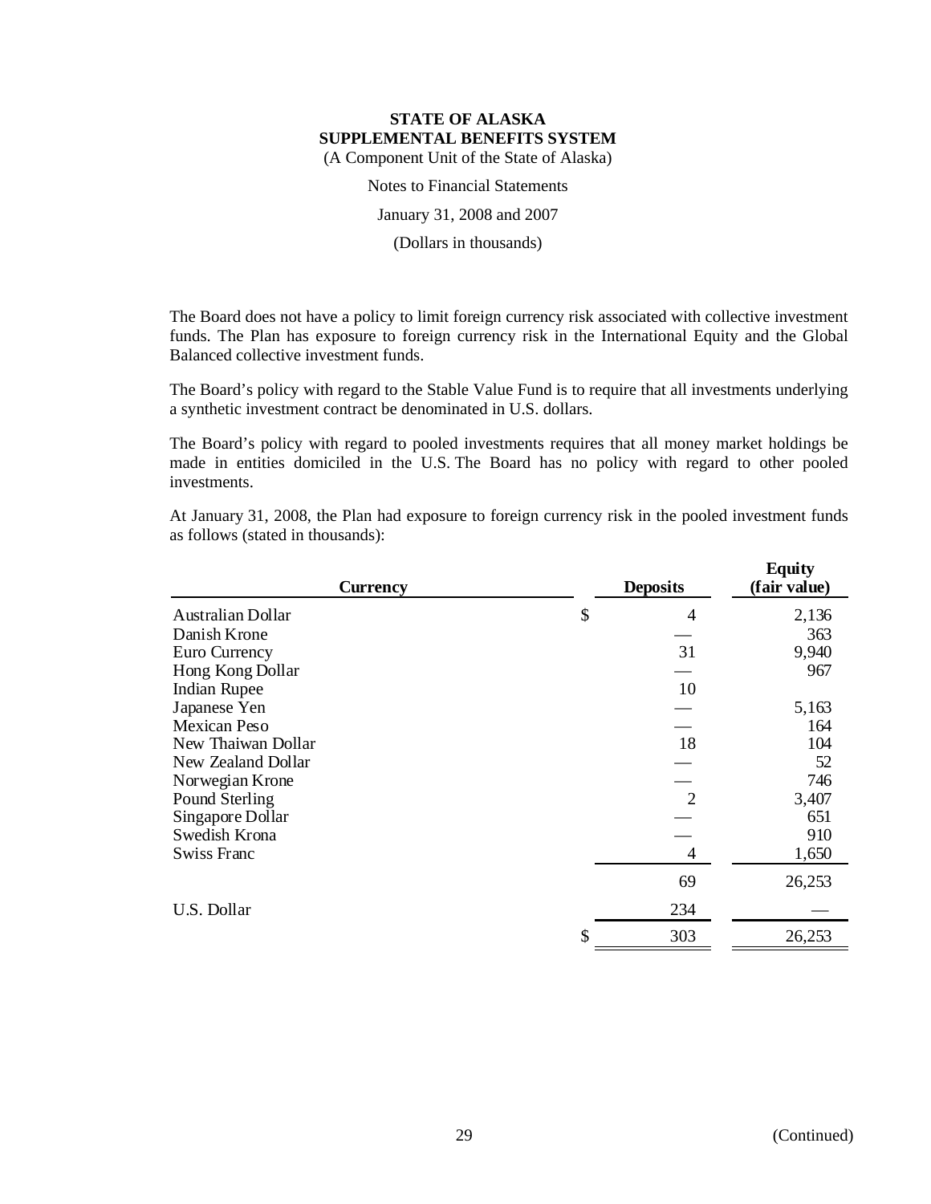**STATE OF ALASKA**
**SUPPLEMENTAL BENEFITS SYSTEM**
(A Component Unit of the State of Alaska)

Notes to Financial Statements

January 31, 2008 and 2007

(Dollars in thousands)

The Board does not have a policy to limit foreign currency risk associated with collective investment funds. The Plan has exposure to foreign currency risk in the International Equity and the Global Balanced collective investment funds.

The Board's policy with regard to the Stable Value Fund is to require that all investments underlying a synthetic investment contract be denominated in U.S. dollars.

The Board's policy with regard to pooled investments requires that all money market holdings be made in entities domiciled in the U.S. The Board has no policy with regard to other pooled investments.

At January 31, 2008, the Plan had exposure to foreign currency risk in the pooled investment funds as follows (stated in thousands):

| Currency | Deposits | Equity (fair value) |
|---|---|---|
| Australian Dollar | $ 4 | 2,136 |
| Danish Krone | — | 363 |
| Euro Currency | 31 | 9,940 |
| Hong Kong Dollar | — | 967 |
| Indian Rupee | 10 | |
| Japanese Yen | — | 5,163 |
| Mexican Peso | — | 164 |
| New Thaiwan Dollar | 18 | 104 |
| New Zealand Dollar | — | 52 |
| Norwegian Krone | — | 746 |
| Pound Sterling | 2 | 3,407 |
| Singapore Dollar | — | 651 |
| Swedish Krona | — | 910 |
| Swiss Franc | 4 | 1,650 |
| | 69 | 26,253 |
| U.S. Dollar | 234 | — |
| | $ 303 | 26,253 |

(Continued)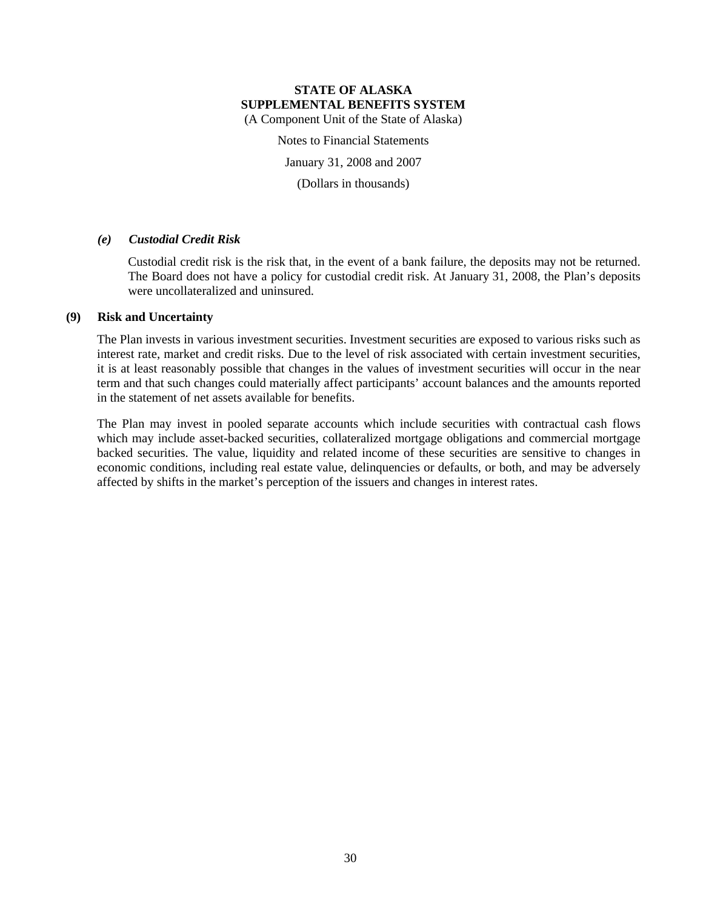#### *(e) Custodial Credit Risk*

Custodial credit risk is the risk that, in the event of a bank failure, the deposits may not be returned. The Board does not have a policy for custodial credit risk. At January 31, 2008, the Plan's deposits were uncollateralized and uninsured.

### (9) Risk and Uncertainty

The Plan invests in various investment securities. Investment securities are exposed to various risks such as interest rate, market and credit risks. Due to the level of risk associated with certain investment securities, it is at least reasonably possible that changes in the values of investment securities will occur in the near term and that such changes could materially affect participants' account balances and the amounts reported in the statement of net assets available for benefits.

The Plan may invest in pooled separate accounts which include securities with contractual cash flows which may include asset-backed securities, collateralized mortgage obligations and commercial mortgage backed securities. The value, liquidity and related income of these securities are sensitive to changes in economic conditions, including real estate value, delinquencies or defaults, or both, and may be adversely affected by shifts in the market's perception of the issuers and changes in interest rates.